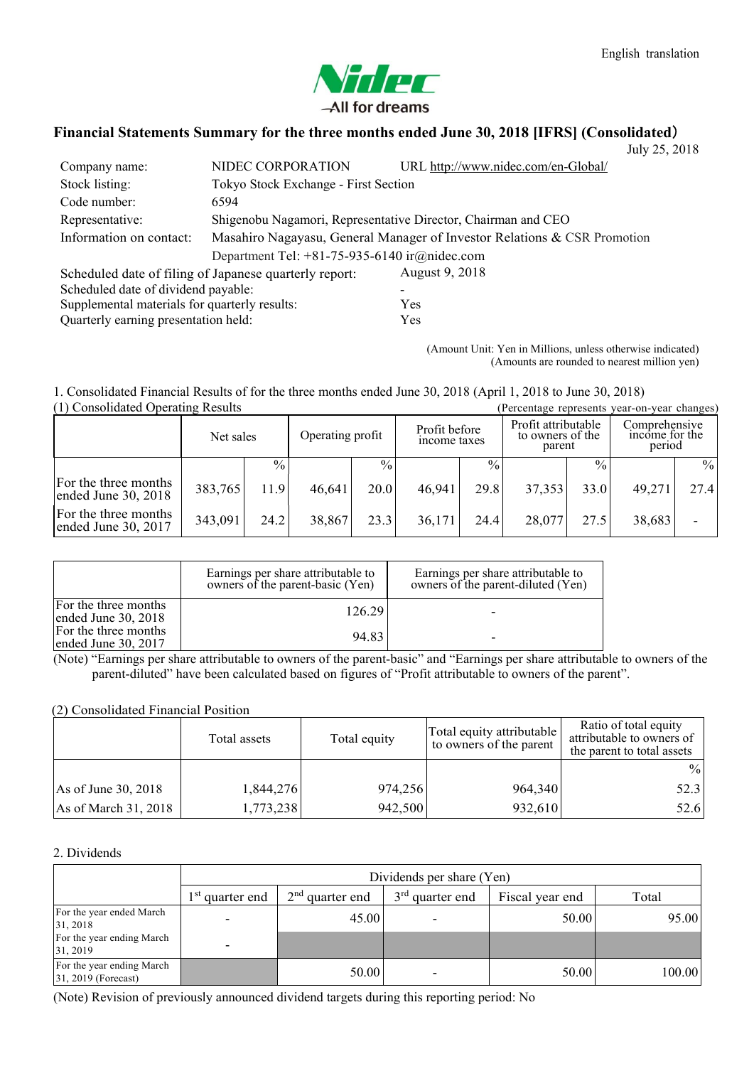English translation

Nidec
All for dreams

# Financial Statements Summary for the three months ended June 30, 2018 [IFRS] (Consolidated)

July 25, 2018

| | | |
|---|---|---|
| Company name: | NIDEC CORPORATION | URL http://www.nidec.com/en-Global/ |
| Stock listing: | Tokyo Stock Exchange - First Section | |
| Code number: | 6594 | |
| Representative: | Shigenobu Nagamori, Representative Director, Chairman and CEO | |
| Information on contact: | Masahiro Nagayasu, General Manager of Investor Relations & CSR Promotion Department Tel: +81-75-935-6140 ir@nidec.com | |

| | |
|---|---|
| Scheduled date of filing of Japanese quarterly report: | August 9, 2018 |
| Scheduled date of dividend payable: | - |
| Supplemental materials for quarterly results: | Yes |
| Quarterly earning presentation held: | Yes |

(Amount Unit: Yen in Millions, unless otherwise indicated)
(Amounts are rounded to nearest million yen)

## 1. Consolidated Financial Results of for the three months ended June 30, 2018 (April 1, 2018 to June 30, 2018)

### (1) Consolidated Operating Results

(Percentage represents year-on-year changes)

| | Net sales | | Operating profit | | Profit before income taxes | | Profit attributable to owners of the parent | | Comprehensive income for the period | |
|---|---|---|---|---|---|---|---|---|---|---|
| | | % | | % | | % | | % | | % |
| For the three months ended June 30, 2018 | 383,765 | 11.9 | 46,641 | 20.0 | 46,941 | 29.8 | 37,353 | 33.0 | 49,271 | 27.4 |
| For the three months ended June 30, 2017 | 343,091 | 24.2 | 38,867 | 23.3 | 36,171 | 24.4 | 28,077 | 27.5 | 38,683 | - |

| | Earnings per share attributable to owners of the parent-basic (Yen) | Earnings per share attributable to owners of the parent-diluted (Yen) |
|---|---|---|
| For the three months ended June 30, 2018 | 126.29 | - |
| For the three months ended June 30, 2017 | 94.83 | - |

(Note) "Earnings per share attributable to owners of the parent-basic" and "Earnings per share attributable to owners of the parent-diluted" have been calculated based on figures of "Profit attributable to owners of the parent".

### (2) Consolidated Financial Position

| | Total assets | Total equity | Total equity attributable to owners of the parent | Ratio of total equity attributable to owners of the parent to total assets |
|---|---|---|---|---|
| | | | | % |
| As of June 30, 2018 | 1,844,276 | 974,256 | 964,340 | 52.3 |
| As of March 31, 2018 | 1,773,238 | 942,500 | 932,610 | 52.6 |

## 2. Dividends

| | Dividends per share (Yen) | | | | |
|---|---|---|---|---|---|
| | 1st quarter end | 2nd quarter end | 3rd quarter end | Fiscal year end | Total |
| For the year ended March 31, 2018 | - | 45.00 | - | 50.00 | 95.00 |
| For the year ending March 31, 2019 | - | | | | |
| For the year ending March 31, 2019 (Forecast) | | 50.00 | - | 50.00 | 100.00 |

(Note) Revision of previously announced dividend targets during this reporting period: No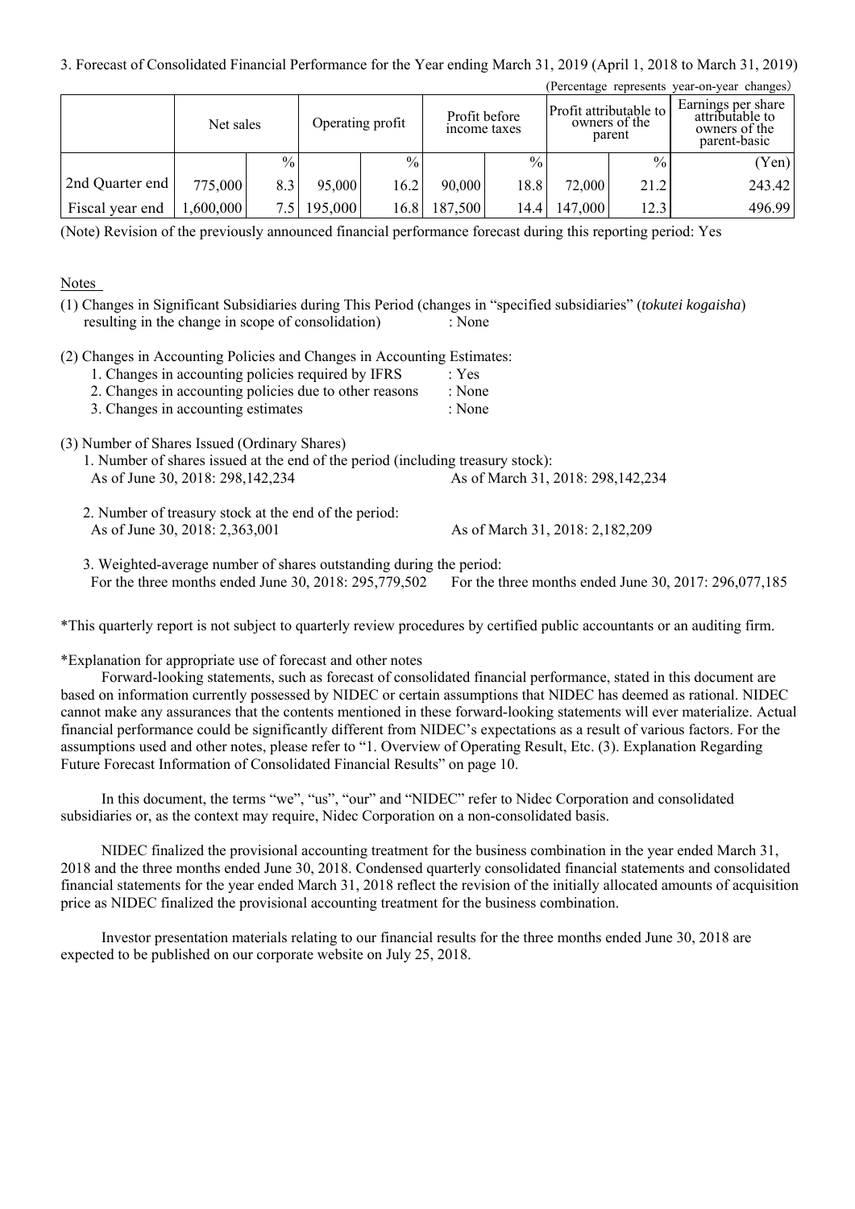3. Forecast of Consolidated Financial Performance for the Year ending March 31, 2019 (April 1, 2018 to March 31, 2019)

(Percentage represents year-on-year changes)

| | Net sales | | Operating profit | | Profit before income taxes | | Profit attributable to owners of the parent | | Earnings per share attributable to owners of the parent-basic |
|---|---|---|---|---|---|---|---|---|---|
| | | % | | % | | % | | % | (Yen) |
| 2nd Quarter end | 775,000 | 8.3 | 95,000 | 16.2 | 90,000 | 18.8 | 72,000 | 21.2 | 243.42 |
| Fiscal year end | 1,600,000 | 7.5 | 195,000 | 16.8 | 187,500 | 14.4 | 147,000 | 12.3 | 496.99 |

(Note) Revision of the previously announced financial performance forecast during this reporting period: Yes

Notes

(1) Changes in Significant Subsidiaries during This Period (changes in "specified subsidiaries" (*tokutei kogaisha*) resulting in the change in scope of consolidation) : None

(2) Changes in Accounting Policies and Changes in Accounting Estimates:
1. Changes in accounting policies required by IFRS : Yes
2. Changes in accounting policies due to other reasons : None
3. Changes in accounting estimates : None

(3) Number of Shares Issued (Ordinary Shares)
1. Number of shares issued at the end of the period (including treasury stock):
As of June 30, 2018: 298,142,234 As of March 31, 2018: 298,142,234

2. Number of treasury stock at the end of the period:
As of June 30, 2018: 2,363,001 As of March 31, 2018: 2,182,209

3. Weighted-average number of shares outstanding during the period:
For the three months ended June 30, 2018: 295,779,502 For the three months ended June 30, 2017: 296,077,185

*This quarterly report is not subject to quarterly review procedures by certified public accountants or an auditing firm.

*Explanation for appropriate use of forecast and other notes

Forward-looking statements, such as forecast of consolidated financial performance, stated in this document are based on information currently possessed by NIDEC or certain assumptions that NIDEC has deemed as rational. NIDEC cannot make any assurances that the contents mentioned in these forward-looking statements will ever materialize. Actual financial performance could be significantly different from NIDEC's expectations as a result of various factors. For the assumptions used and other notes, please refer to "1. Overview of Operating Result, Etc. (3). Explanation Regarding Future Forecast Information of Consolidated Financial Results" on page 10.

In this document, the terms "we", "us", "our" and "NIDEC" refer to Nidec Corporation and consolidated subsidiaries or, as the context may require, Nidec Corporation on a non-consolidated basis.

NIDEC finalized the provisional accounting treatment for the business combination in the year ended March 31, 2018 and the three months ended June 30, 2018. Condensed quarterly consolidated financial statements and consolidated financial statements for the year ended March 31, 2018 reflect the revision of the initially allocated amounts of acquisition price as NIDEC finalized the provisional accounting treatment for the business combination.

Investor presentation materials relating to our financial results for the three months ended June 30, 2018 are expected to be published on our corporate website on July 25, 2018.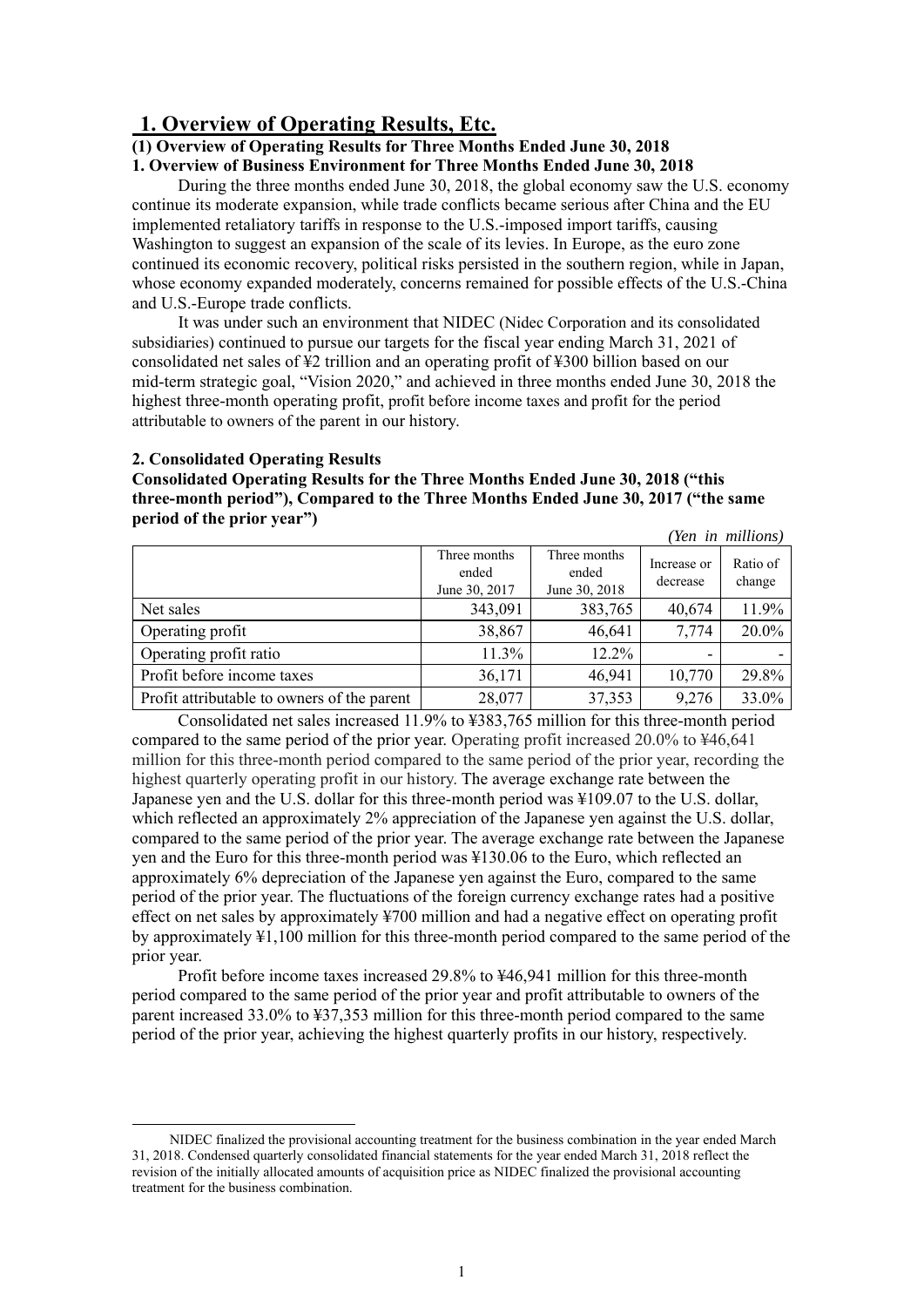# 1. Overview of Operating Results, Etc.

## (1) Overview of Operating Results for Three Months Ended June 30, 2018

### 1. Overview of Business Environment for Three Months Ended June 30, 2018

During the three months ended June 30, 2018, the global economy saw the U.S. economy continue its moderate expansion, while trade conflicts became serious after China and the EU implemented retaliatory tariffs in response to the U.S.-imposed import tariffs, causing Washington to suggest an expansion of the scale of its levies. In Europe, as the euro zone continued its economic recovery, political risks persisted in the southern region, while in Japan, whose economy expanded moderately, concerns remained for possible effects of the U.S.-China and U.S.-Europe trade conflicts.

It was under such an environment that NIDEC (Nidec Corporation and its consolidated subsidiaries) continued to pursue our targets for the fiscal year ending March 31, 2021 of consolidated net sales of ¥2 trillion and an operating profit of ¥300 billion based on our mid-term strategic goal, "Vision 2020," and achieved in three months ended June 30, 2018 the highest three-month operating profit, profit before income taxes and profit for the period attributable to owners of the parent in our history.

### 2. Consolidated Operating Results

**Consolidated Operating Results for the Three Months Ended June 30, 2018 ("this three-month period"), Compared to the Three Months Ended June 30, 2017 ("the same period of the prior year")**

*(Yen in millions)*

| | Three months ended June 30, 2017 | Three months ended June 30, 2018 | Increase or decrease | Ratio of change |
|---|---|---|---|---|
| Net sales | 343,091 | 383,765 | 40,674 | 11.9% |
| Operating profit | 38,867 | 46,641 | 7,774 | 20.0% |
| Operating profit ratio | 11.3% | 12.2% | - | - |
| Profit before income taxes | 36,171 | 46,941 | 10,770 | 29.8% |
| Profit attributable to owners of the parent | 28,077 | 37,353 | 9,276 | 33.0% |

Consolidated net sales increased 11.9% to ¥383,765 million for this three-month period compared to the same period of the prior year. Operating profit increased 20.0% to ¥46,641 million for this three-month period compared to the same period of the prior year, recording the highest quarterly operating profit in our history. The average exchange rate between the Japanese yen and the U.S. dollar for this three-month period was ¥109.07 to the U.S. dollar, which reflected an approximately 2% appreciation of the Japanese yen against the U.S. dollar, compared to the same period of the prior year. The average exchange rate between the Japanese yen and the Euro for this three-month period was ¥130.06 to the Euro, which reflected an approximately 6% depreciation of the Japanese yen against the Euro, compared to the same period of the prior year. The fluctuations of the foreign currency exchange rates had a positive effect on net sales by approximately ¥700 million and had a negative effect on operating profit by approximately ¥1,100 million for this three-month period compared to the same period of the prior year.

Profit before income taxes increased 29.8% to ¥46,941 million for this three-month period compared to the same period of the prior year and profit attributable to owners of the parent increased 33.0% to ¥37,353 million for this three-month period compared to the same period of the prior year, achieving the highest quarterly profits in our history, respectively.

---

NIDEC finalized the provisional accounting treatment for the business combination in the year ended March 31, 2018. Condensed quarterly consolidated financial statements for the year ended March 31, 2018 reflect the revision of the initially allocated amounts of acquisition price as NIDEC finalized the provisional accounting treatment for the business combination.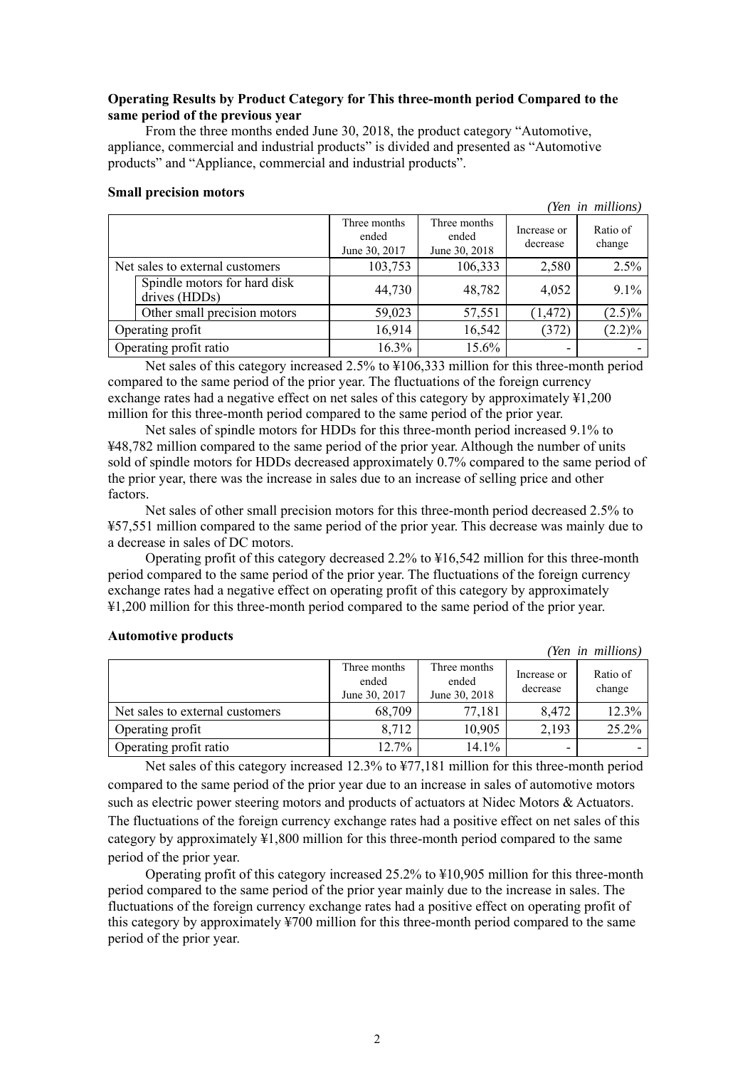**Operating Results by Product Category for This three-month period Compared to the same period of the previous year**

From the three months ended June 30, 2018, the product category "Automotive, appliance, commercial and industrial products" is divided and presented as "Automotive products" and "Appliance, commercial and industrial products".

**Small precision motors**

*(Yen in millions)*

| | | Three months ended June 30, 2017 | Three months ended June 30, 2018 | Increase or decrease | Ratio of change |
|---|---|---|---|---|---|
| Net sales to external customers | | 103,753 | 106,333 | 2,580 | 2.5% |
| | Spindle motors for hard disk drives (HDDs) | 44,730 | 48,782 | 4,052 | 9.1% |
| | Other small precision motors | 59,023 | 57,551 | (1,472) | (2.5)% |
| Operating profit | | 16,914 | 16,542 | (372) | (2.2)% |
| Operating profit ratio | | 16.3% | 15.6% | - | - |

Net sales of this category increased 2.5% to ¥106,333 million for this three-month period compared to the same period of the prior year. The fluctuations of the foreign currency exchange rates had a negative effect on net sales of this category by approximately ¥1,200 million for this three-month period compared to the same period of the prior year.

Net sales of spindle motors for HDDs for this three-month period increased 9.1% to ¥48,782 million compared to the same period of the prior year. Although the number of units sold of spindle motors for HDDs decreased approximately 0.7% compared to the same period of the prior year, there was the increase in sales due to an increase of selling price and other factors.

Net sales of other small precision motors for this three-month period decreased 2.5% to ¥57,551 million compared to the same period of the prior year. This decrease was mainly due to a decrease in sales of DC motors.

Operating profit of this category decreased 2.2% to ¥16,542 million for this three-month period compared to the same period of the prior year. The fluctuations of the foreign currency exchange rates had a negative effect on operating profit of this category by approximately ¥1,200 million for this three-month period compared to the same period of the prior year.

**Automotive products**

*(Yen in millions)*

| | Three months ended June 30, 2017 | Three months ended June 30, 2018 | Increase or decrease | Ratio of change |
|---|---|---|---|---|
| Net sales to external customers | 68,709 | 77,181 | 8,472 | 12.3% |
| Operating profit | 8,712 | 10,905 | 2,193 | 25.2% |
| Operating profit ratio | 12.7% | 14.1% | - | - |

Net sales of this category increased 12.3% to ¥77,181 million for this three-month period compared to the same period of the prior year due to an increase in sales of automotive motors such as electric power steering motors and products of actuators at Nidec Motors & Actuators. The fluctuations of the foreign currency exchange rates had a positive effect on net sales of this category by approximately ¥1,800 million for this three-month period compared to the same period of the prior year.

Operating profit of this category increased 25.2% to ¥10,905 million for this three-month period compared to the same period of the prior year mainly due to the increase in sales. The fluctuations of the foreign currency exchange rates had a positive effect on operating profit of this category by approximately ¥700 million for this three-month period compared to the same period of the prior year.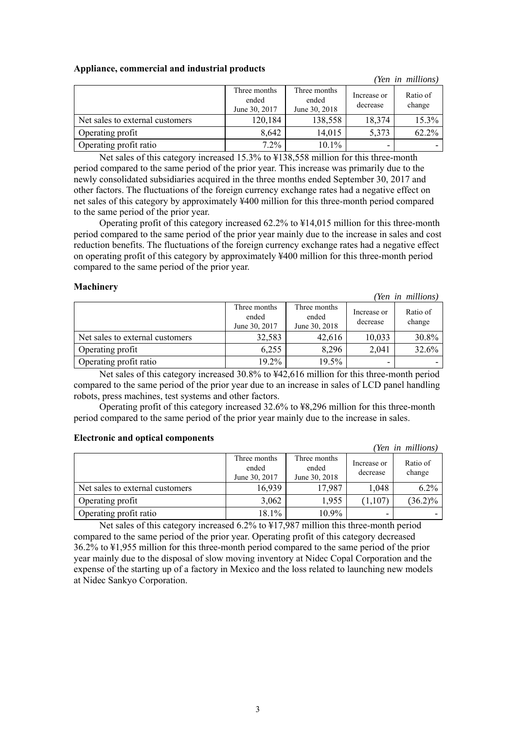### Appliance, commercial and industrial products

*(Yen in millions)*

| | Three months ended June 30, 2017 | Three months ended June 30, 2018 | Increase or decrease | Ratio of change |
|---|---|---|---|---|
| Net sales to external customers | 120,184 | 138,558 | 18,374 | 15.3% |
| Operating profit | 8,642 | 14,015 | 5,373 | 62.2% |
| Operating profit ratio | 7.2% | 10.1% | - | - |

Net sales of this category increased 15.3% to ¥138,558 million for this three-month period compared to the same period of the prior year. This increase was primarily due to the newly consolidated subsidiaries acquired in the three months ended September 30, 2017 and other factors. The fluctuations of the foreign currency exchange rates had a negative effect on net sales of this category by approximately ¥400 million for this three-month period compared to the same period of the prior year.

Operating profit of this category increased 62.2% to ¥14,015 million for this three-month period compared to the same period of the prior year mainly due to the increase in sales and cost reduction benefits. The fluctuations of the foreign currency exchange rates had a negative effect on operating profit of this category by approximately ¥400 million for this three-month period compared to the same period of the prior year.

### Machinery

*(Yen in millions)*

| | Three months ended June 30, 2017 | Three months ended June 30, 2018 | Increase or decrease | Ratio of change |
|---|---|---|---|---|
| Net sales to external customers | 32,583 | 42,616 | 10,033 | 30.8% |
| Operating profit | 6,255 | 8,296 | 2,041 | 32.6% |
| Operating profit ratio | 19.2% | 19.5% | - | - |

Net sales of this category increased 30.8% to ¥42,616 million for this three-month period compared to the same period of the prior year due to an increase in sales of LCD panel handling robots, press machines, test systems and other factors.

Operating profit of this category increased 32.6% to ¥8,296 million for this three-month period compared to the same period of the prior year mainly due to the increase in sales.

### Electronic and optical components

*(Yen in millions)*

| | Three months ended June 30, 2017 | Three months ended June 30, 2018 | Increase or decrease | Ratio of change |
|---|---|---|---|---|
| Net sales to external customers | 16,939 | 17,987 | 1,048 | 6.2% |
| Operating profit | 3,062 | 1,955 | (1,107) | (36.2)% |
| Operating profit ratio | 18.1% | 10.9% | - | - |

Net sales of this category increased 6.2% to ¥17,987 million this three-month period compared to the same period of the prior year. Operating profit of this category decreased 36.2% to ¥1,955 million for this three-month period compared to the same period of the prior year mainly due to the disposal of slow moving inventory at Nidec Copal Corporation and the expense of the starting up of a factory in Mexico and the loss related to launching new models at Nidec Sankyo Corporation.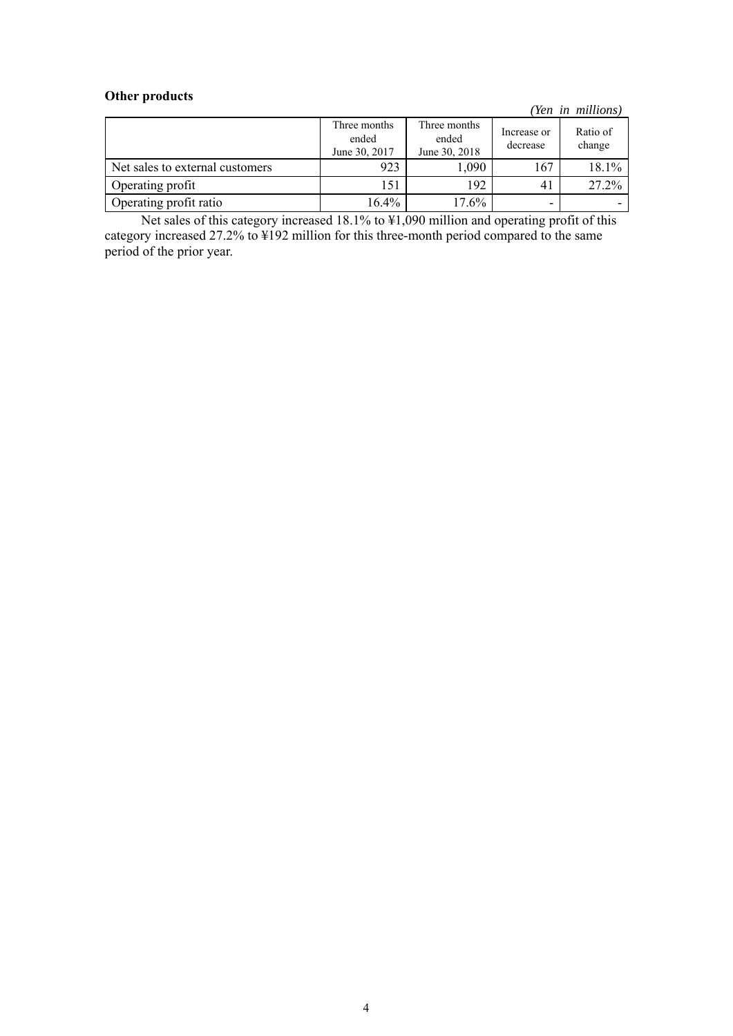**Other products**

*(Yen in millions)*

| | Three months ended June 30, 2017 | Three months ended June 30, 2018 | Increase or decrease | Ratio of change |
|---|---|---|---|---|
| Net sales to external customers | 923 | 1,090 | 167 | 18.1% |
| Operating profit | 151 | 192 | 41 | 27.2% |
| Operating profit ratio | 16.4% | 17.6% | - | - |

Net sales of this category increased 18.1% to ¥1,090 million and operating profit of this category increased 27.2% to ¥192 million for this three-month period compared to the same period of the prior year.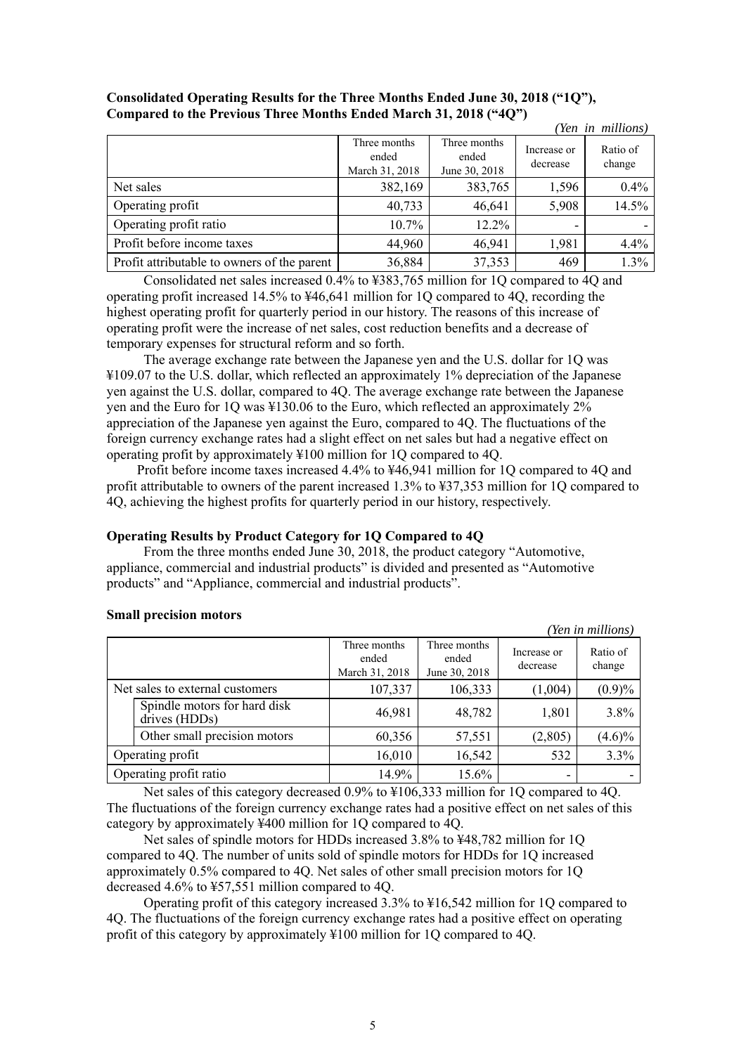**Consolidated Operating Results for the Three Months Ended June 30, 2018 ("1Q"), Compared to the Previous Three Months Ended March 31, 2018 ("4Q")**

*(Yen in millions)*

| | Three months ended March 31, 2018 | Three months ended June 30, 2018 | Increase or decrease | Ratio of change |
|---|---|---|---|---|
| Net sales | 382,169 | 383,765 | 1,596 | 0.4% |
| Operating profit | 40,733 | 46,641 | 5,908 | 14.5% |
| Operating profit ratio | 10.7% | 12.2% | - | - |
| Profit before income taxes | 44,960 | 46,941 | 1,981 | 4.4% |
| Profit attributable to owners of the parent | 36,884 | 37,353 | 469 | 1.3% |

Consolidated net sales increased 0.4% to ¥383,765 million for 1Q compared to 4Q and operating profit increased 14.5% to ¥46,641 million for 1Q compared to 4Q, recording the highest operating profit for quarterly period in our history. The reasons of this increase of operating profit were the increase of net sales, cost reduction benefits and a decrease of temporary expenses for structural reform and so forth.

The average exchange rate between the Japanese yen and the U.S. dollar for 1Q was ¥109.07 to the U.S. dollar, which reflected an approximately 1% depreciation of the Japanese yen against the U.S. dollar, compared to 4Q. The average exchange rate between the Japanese yen and the Euro for 1Q was ¥130.06 to the Euro, which reflected an approximately 2% appreciation of the Japanese yen against the Euro, compared to 4Q. The fluctuations of the foreign currency exchange rates had a slight effect on net sales but had a negative effect on operating profit by approximately ¥100 million for 1Q compared to 4Q.

Profit before income taxes increased 4.4% to ¥46,941 million for 1Q compared to 4Q and profit attributable to owners of the parent increased 1.3% to ¥37,353 million for 1Q compared to 4Q, achieving the highest profits for quarterly period in our history, respectively.

**Operating Results by Product Category for 1Q Compared to 4Q**

From the three months ended June 30, 2018, the product category "Automotive, appliance, commercial and industrial products" is divided and presented as "Automotive products" and "Appliance, commercial and industrial products".

**Small precision motors**

*(Yen in millions)*

| | Three months ended March 31, 2018 | Three months ended June 30, 2018 | Increase or decrease | Ratio of change |
|---|---|---|---|---|
| Net sales to external customers | 107,337 | 106,333 | (1,004) | (0.9)% |
| Spindle motors for hard disk drives (HDDs) | 46,981 | 48,782 | 1,801 | 3.8% |
| Other small precision motors | 60,356 | 57,551 | (2,805) | (4.6)% |
| Operating profit | 16,010 | 16,542 | 532 | 3.3% |
| Operating profit ratio | 14.9% | 15.6% | - | - |

Net sales of this category decreased 0.9% to ¥106,333 million for 1Q compared to 4Q. The fluctuations of the foreign currency exchange rates had a positive effect on net sales of this category by approximately ¥400 million for 1Q compared to 4Q.

Net sales of spindle motors for HDDs increased 3.8% to ¥48,782 million for 1Q compared to 4Q. The number of units sold of spindle motors for HDDs for 1Q increased approximately 0.5% compared to 4Q. Net sales of other small precision motors for 1Q decreased 4.6% to ¥57,551 million compared to 4Q.

Operating profit of this category increased 3.3% to ¥16,542 million for 1Q compared to 4Q. The fluctuations of the foreign currency exchange rates had a positive effect on operating profit of this category by approximately ¥100 million for 1Q compared to 4Q.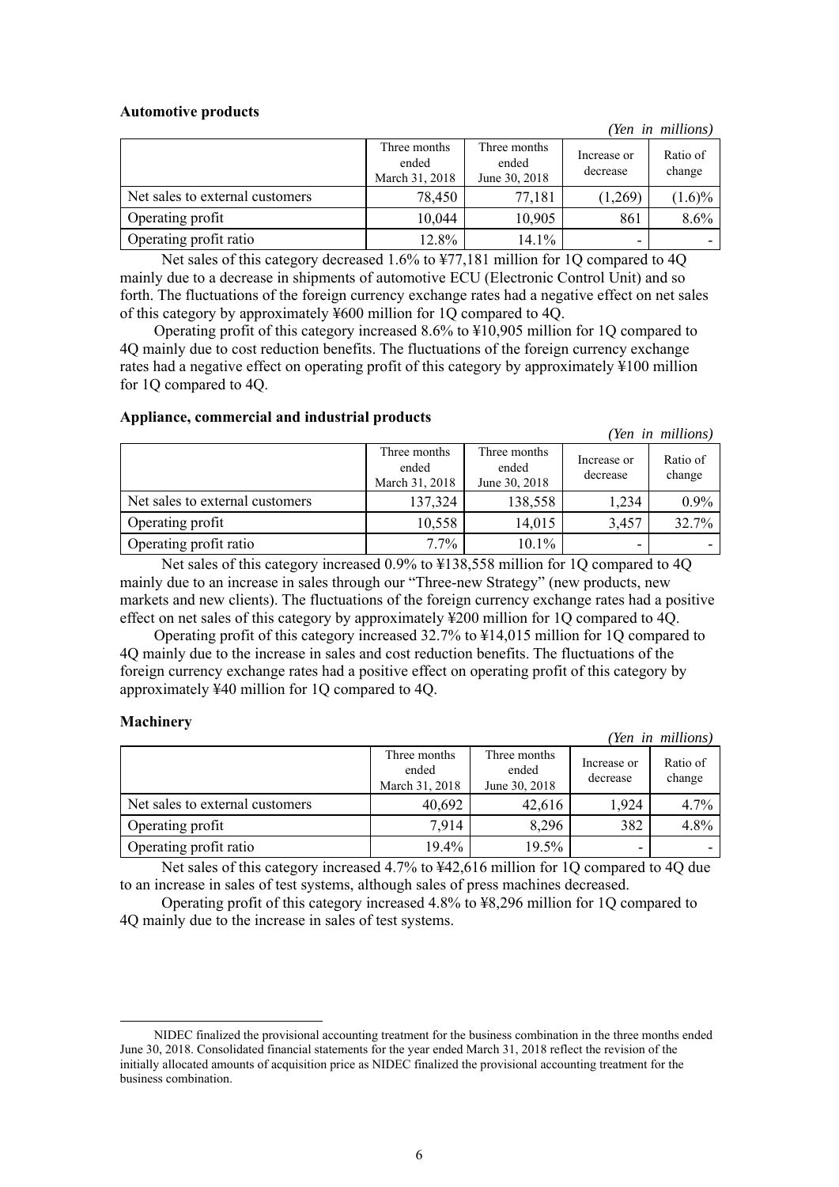**Automotive products**

*(Yen in millions)*

| | Three months ended March 31, 2018 | Three months ended June 30, 2018 | Increase or decrease | Ratio of change |
|---|---|---|---|---|
| Net sales to external customers | 78,450 | 77,181 | (1,269) | (1.6)% |
| Operating profit | 10,044 | 10,905 | 861 | 8.6% |
| Operating profit ratio | 12.8% | 14.1% | - | - |

Net sales of this category decreased 1.6% to ¥77,181 million for 1Q compared to 4Q mainly due to a decrease in shipments of automotive ECU (Electronic Control Unit) and so forth. The fluctuations of the foreign currency exchange rates had a negative effect on net sales of this category by approximately ¥600 million for 1Q compared to 4Q.

Operating profit of this category increased 8.6% to ¥10,905 million for 1Q compared to 4Q mainly due to cost reduction benefits. The fluctuations of the foreign currency exchange rates had a negative effect on operating profit of this category by approximately ¥100 million for 1Q compared to 4Q.

**Appliance, commercial and industrial products**

*(Yen in millions)*

| | Three months ended March 31, 2018 | Three months ended June 30, 2018 | Increase or decrease | Ratio of change |
|---|---|---|---|---|
| Net sales to external customers | 137,324 | 138,558 | 1,234 | 0.9% |
| Operating profit | 10,558 | 14,015 | 3,457 | 32.7% |
| Operating profit ratio | 7.7% | 10.1% | - | - |

Net sales of this category increased 0.9% to ¥138,558 million for 1Q compared to 4Q mainly due to an increase in sales through our "Three-new Strategy" (new products, new markets and new clients). The fluctuations of the foreign currency exchange rates had a positive effect on net sales of this category by approximately ¥200 million for 1Q compared to 4Q.

Operating profit of this category increased 32.7% to ¥14,015 million for 1Q compared to 4Q mainly due to the increase in sales and cost reduction benefits. The fluctuations of the foreign currency exchange rates had a positive effect on operating profit of this category by approximately ¥40 million for 1Q compared to 4Q.

**Machinery**

*(Yen in millions)*

| | Three months ended March 31, 2018 | Three months ended June 30, 2018 | Increase or decrease | Ratio of change |
|---|---|---|---|---|
| Net sales to external customers | 40,692 | 42,616 | 1,924 | 4.7% |
| Operating profit | 7,914 | 8,296 | 382 | 4.8% |
| Operating profit ratio | 19.4% | 19.5% | - | - |

Net sales of this category increased 4.7% to ¥42,616 million for 1Q compared to 4Q due to an increase in sales of test systems, although sales of press machines decreased.

Operating profit of this category increased 4.8% to ¥8,296 million for 1Q compared to 4Q mainly due to the increase in sales of test systems.

---

NIDEC finalized the provisional accounting treatment for the business combination in the three months ended June 30, 2018. Consolidated financial statements for the year ended March 31, 2018 reflect the revision of the initially allocated amounts of acquisition price as NIDEC finalized the provisional accounting treatment for the business combination.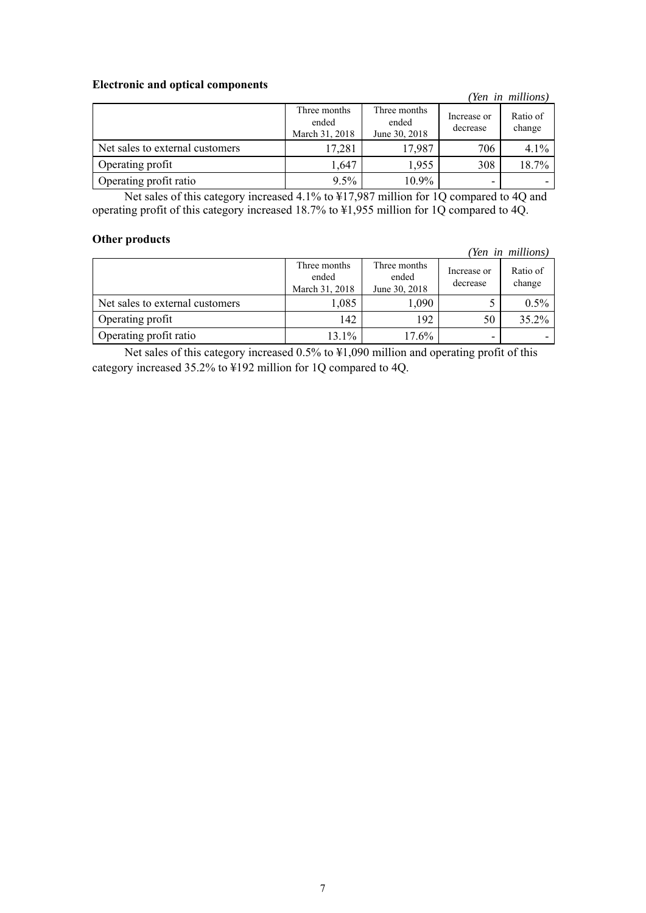**Electronic and optical components**

*(Yen in millions)*

| | Three months ended March 31, 2018 | Three months ended June 30, 2018 | Increase or decrease | Ratio of change |
|---|---|---|---|---|
| Net sales to external customers | 17,281 | 17,987 | 706 | 4.1% |
| Operating profit | 1,647 | 1,955 | 308 | 18.7% |
| Operating profit ratio | 9.5% | 10.9% | - | - |

Net sales of this category increased 4.1% to ¥17,987 million for 1Q compared to 4Q and operating profit of this category increased 18.7% to ¥1,955 million for 1Q compared to 4Q.

**Other products**

*(Yen in millions)*

| | Three months ended March 31, 2018 | Three months ended June 30, 2018 | Increase or decrease | Ratio of change |
|---|---|---|---|---|
| Net sales to external customers | 1,085 | 1,090 | 5 | 0.5% |
| Operating profit | 142 | 192 | 50 | 35.2% |
| Operating profit ratio | 13.1% | 17.6% | - | - |

Net sales of this category increased 0.5% to ¥1,090 million and operating profit of this category increased 35.2% to ¥192 million for 1Q compared to 4Q.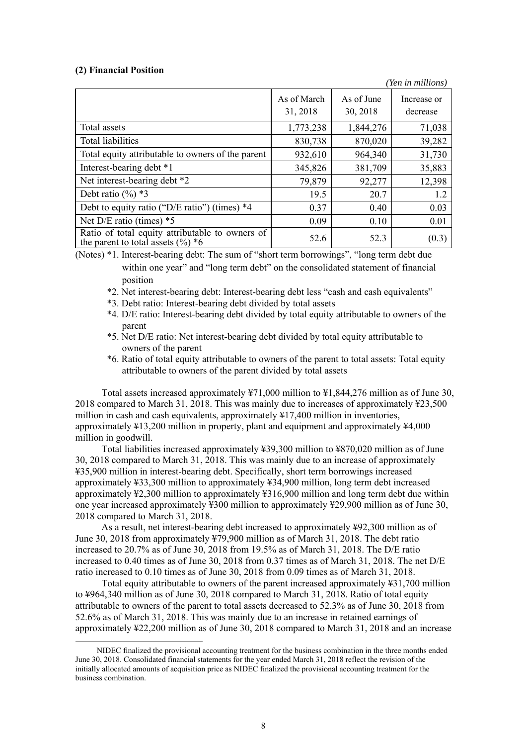**(2) Financial Position**

*(Yen in millions)*

| | As of March 31, 2018 | As of June 30, 2018 | Increase or decrease |
|---|---|---|---|
| Total assets | 1,773,238 | 1,844,276 | 71,038 |
| Total liabilities | 830,738 | 870,020 | 39,282 |
| Total equity attributable to owners of the parent | 932,610 | 964,340 | 31,730 |
| Interest-bearing debt *1 | 345,826 | 381,709 | 35,883 |
| Net interest-bearing debt *2 | 79,879 | 92,277 | 12,398 |
| Debt ratio (%) *3 | 19.5 | 20.7 | 1.2 |
| Debt to equity ratio ("D/E ratio") (times) *4 | 0.37 | 0.40 | 0.03 |
| Net D/E ratio (times) *5 | 0.09 | 0.10 | 0.01 |
| Ratio of total equity attributable to owners of the parent to total assets (%) *6 | 52.6 | 52.3 | (0.3) |

(Notes) *1. Interest-bearing debt: The sum of "short term borrowings", "long term debt due within one year" and "long term debt" on the consolidated statement of financial position

*2. Net interest-bearing debt: Interest-bearing debt less "cash and cash equivalents"

*3. Debt ratio: Interest-bearing debt divided by total assets

*4. D/E ratio: Interest-bearing debt divided by total equity attributable to owners of the parent

*5. Net D/E ratio: Net interest-bearing debt divided by total equity attributable to owners of the parent

*6. Ratio of total equity attributable to owners of the parent to total assets: Total equity attributable to owners of the parent divided by total assets

Total assets increased approximately ¥71,000 million to ¥1,844,276 million as of June 30, 2018 compared to March 31, 2018. This was mainly due to increases of approximately ¥23,500 million in cash and cash equivalents, approximately ¥17,400 million in inventories, approximately ¥13,200 million in property, plant and equipment and approximately ¥4,000 million in goodwill.

Total liabilities increased approximately ¥39,300 million to ¥870,020 million as of June 30, 2018 compared to March 31, 2018. This was mainly due to an increase of approximately ¥35,900 million in interest-bearing debt. Specifically, short term borrowings increased approximately ¥33,300 million to approximately ¥34,900 million, long term debt increased approximately ¥2,300 million to approximately ¥316,900 million and long term debt due within one year increased approximately ¥300 million to approximately ¥29,900 million as of June 30, 2018 compared to March 31, 2018.

As a result, net interest-bearing debt increased to approximately ¥92,300 million as of June 30, 2018 from approximately ¥79,900 million as of March 31, 2018. The debt ratio increased to 20.7% as of June 30, 2018 from 19.5% as of March 31, 2018. The D/E ratio increased to 0.40 times as of June 30, 2018 from 0.37 times as of March 31, 2018. The net D/E ratio increased to 0.10 times as of June 30, 2018 from 0.09 times as of March 31, 2018.

Total equity attributable to owners of the parent increased approximately ¥31,700 million to ¥964,340 million as of June 30, 2018 compared to March 31, 2018. Ratio of total equity attributable to owners of the parent to total assets decreased to 52.3% as of June 30, 2018 from 52.6% as of March 31, 2018. This was mainly due to an increase in retained earnings of approximately ¥22,200 million as of June 30, 2018 compared to March 31, 2018 and an increase

---

NIDEC finalized the provisional accounting treatment for the business combination in the three months ended June 30, 2018. Consolidated financial statements for the year ended March 31, 2018 reflect the revision of the initially allocated amounts of acquisition price as NIDEC finalized the provisional accounting treatment for the business combination.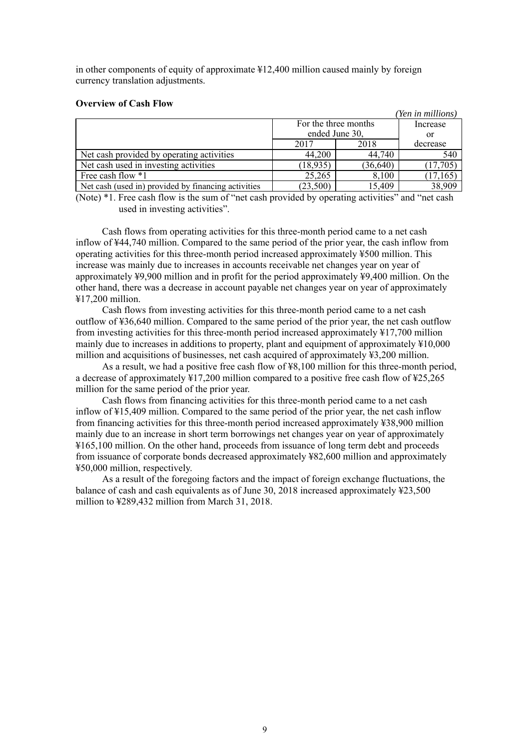in other components of equity of approximate ¥12,400 million caused mainly by foreign currency translation adjustments.

**Overview of Cash Flow**

*(Yen in millions)*

| | For the three months ended June 30, | | Increase or decrease |
|---|---|---|---|
| | 2017 | 2018 | |
| Net cash provided by operating activities | 44,200 | 44,740 | 540 |
| Net cash used in investing activities | (18,935) | (36,640) | (17,705) |
| Free cash flow *1 | 25,265 | 8,100 | (17,165) |
| Net cash (used in) provided by financing activities | (23,500) | 15,409 | 38,909 |

(Note) *1. Free cash flow is the sum of "net cash provided by operating activities" and "net cash used in investing activities".

Cash flows from operating activities for this three-month period came to a net cash inflow of ¥44,740 million. Compared to the same period of the prior year, the cash inflow from operating activities for this three-month period increased approximately ¥500 million. This increase was mainly due to increases in accounts receivable net changes year on year of approximately ¥9,900 million and in profit for the period approximately ¥9,400 million. On the other hand, there was a decrease in account payable net changes year on year of approximately ¥17,200 million.

Cash flows from investing activities for this three-month period came to a net cash outflow of ¥36,640 million. Compared to the same period of the prior year, the net cash outflow from investing activities for this three-month period increased approximately ¥17,700 million mainly due to increases in additions to property, plant and equipment of approximately ¥10,000 million and acquisitions of businesses, net cash acquired of approximately ¥3,200 million.

As a result, we had a positive free cash flow of ¥8,100 million for this three-month period, a decrease of approximately ¥17,200 million compared to a positive free cash flow of ¥25,265 million for the same period of the prior year.

Cash flows from financing activities for this three-month period came to a net cash inflow of ¥15,409 million. Compared to the same period of the prior year, the net cash inflow from financing activities for this three-month period increased approximately ¥38,900 million mainly due to an increase in short term borrowings net changes year on year of approximately ¥165,100 million. On the other hand, proceeds from issuance of long term debt and proceeds from issuance of corporate bonds decreased approximately ¥82,600 million and approximately ¥50,000 million, respectively.

As a result of the foregoing factors and the impact of foreign exchange fluctuations, the balance of cash and cash equivalents as of June 30, 2018 increased approximately ¥23,500 million to ¥289,432 million from March 31, 2018.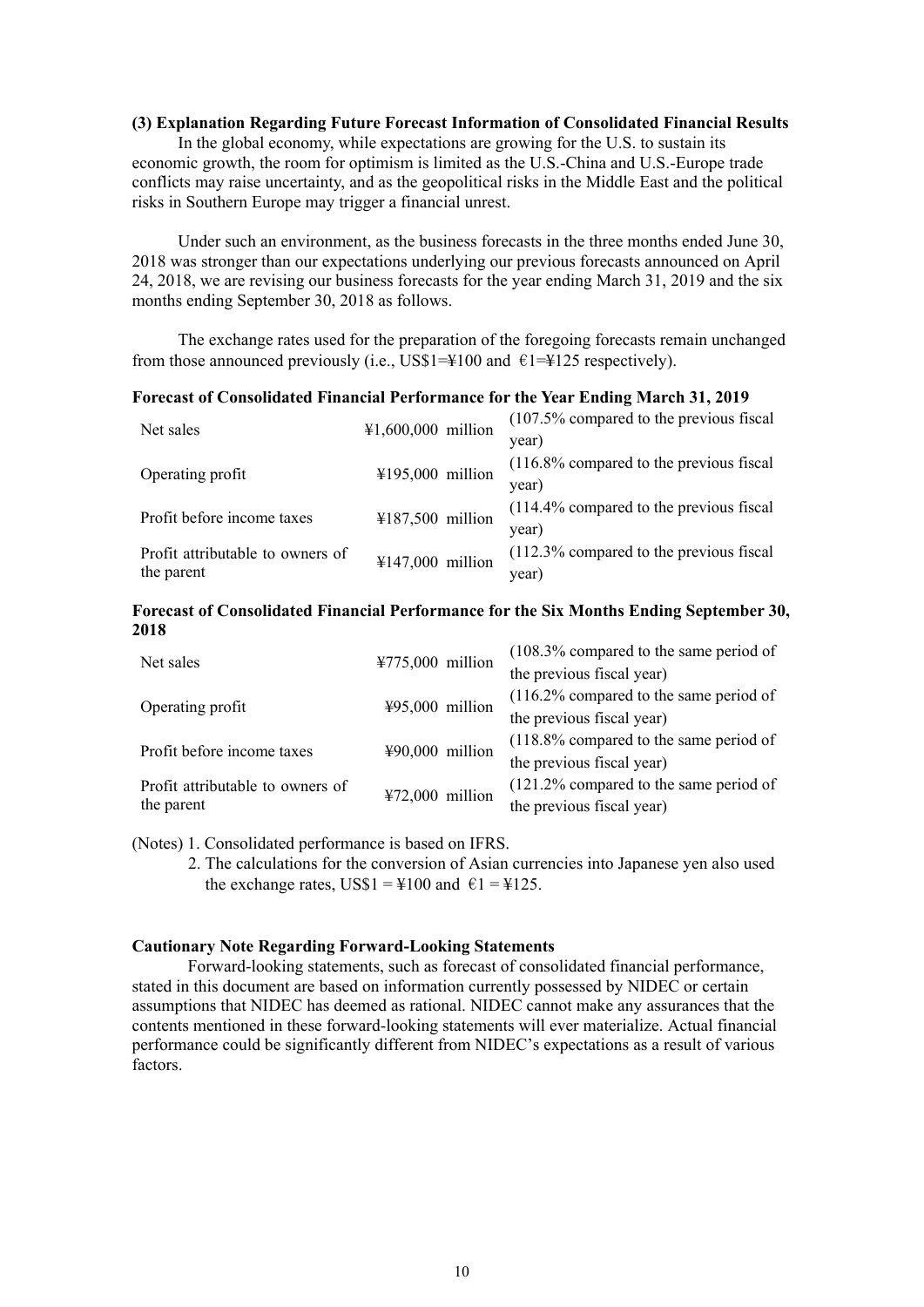### (3) Explanation Regarding Future Forecast Information of Consolidated Financial Results

In the global economy, while expectations are growing for the U.S. to sustain its economic growth, the room for optimism is limited as the U.S.-China and U.S.-Europe trade conflicts may raise uncertainty, and as the geopolitical risks in the Middle East and the political risks in Southern Europe may trigger a financial unrest.

Under such an environment, as the business forecasts in the three months ended June 30, 2018 was stronger than our expectations underlying our previous forecasts announced on April 24, 2018, we are revising our business forecasts for the year ending March 31, 2019 and the six months ending September 30, 2018 as follows.

The exchange rates used for the preparation of the foregoing forecasts remain unchanged from those announced previously (i.e., US$1=¥100 and €1=¥125 respectively).

**Forecast of Consolidated Financial Performance for the Year Ending March 31, 2019**

| | | |
|---|---|---|
| Net sales | ¥1,600,000 million | (107.5% compared to the previous fiscal year) |
| Operating profit | ¥195,000 million | (116.8% compared to the previous fiscal year) |
| Profit before income taxes | ¥187,500 million | (114.4% compared to the previous fiscal year) |
| Profit attributable to owners of the parent | ¥147,000 million | (112.3% compared to the previous fiscal year) |

**Forecast of Consolidated Financial Performance for the Six Months Ending September 30, 2018**

| | | |
|---|---|---|
| Net sales | ¥775,000 million | (108.3% compared to the same period of the previous fiscal year) |
| Operating profit | ¥95,000 million | (116.2% compared to the same period of the previous fiscal year) |
| Profit before income taxes | ¥90,000 million | (118.8% compared to the same period of the previous fiscal year) |
| Profit attributable to owners of the parent | ¥72,000 million | (121.2% compared to the same period of the previous fiscal year) |

(Notes) 1. Consolidated performance is based on IFRS.

2. The calculations for the conversion of Asian currencies into Japanese yen also used the exchange rates, US$1 = ¥100 and €1 = ¥125.

**Cautionary Note Regarding Forward-Looking Statements**

Forward-looking statements, such as forecast of consolidated financial performance, stated in this document are based on information currently possessed by NIDEC or certain assumptions that NIDEC has deemed as rational. NIDEC cannot make any assurances that the contents mentioned in these forward-looking statements will ever materialize. Actual financial performance could be significantly different from NIDEC's expectations as a result of various factors.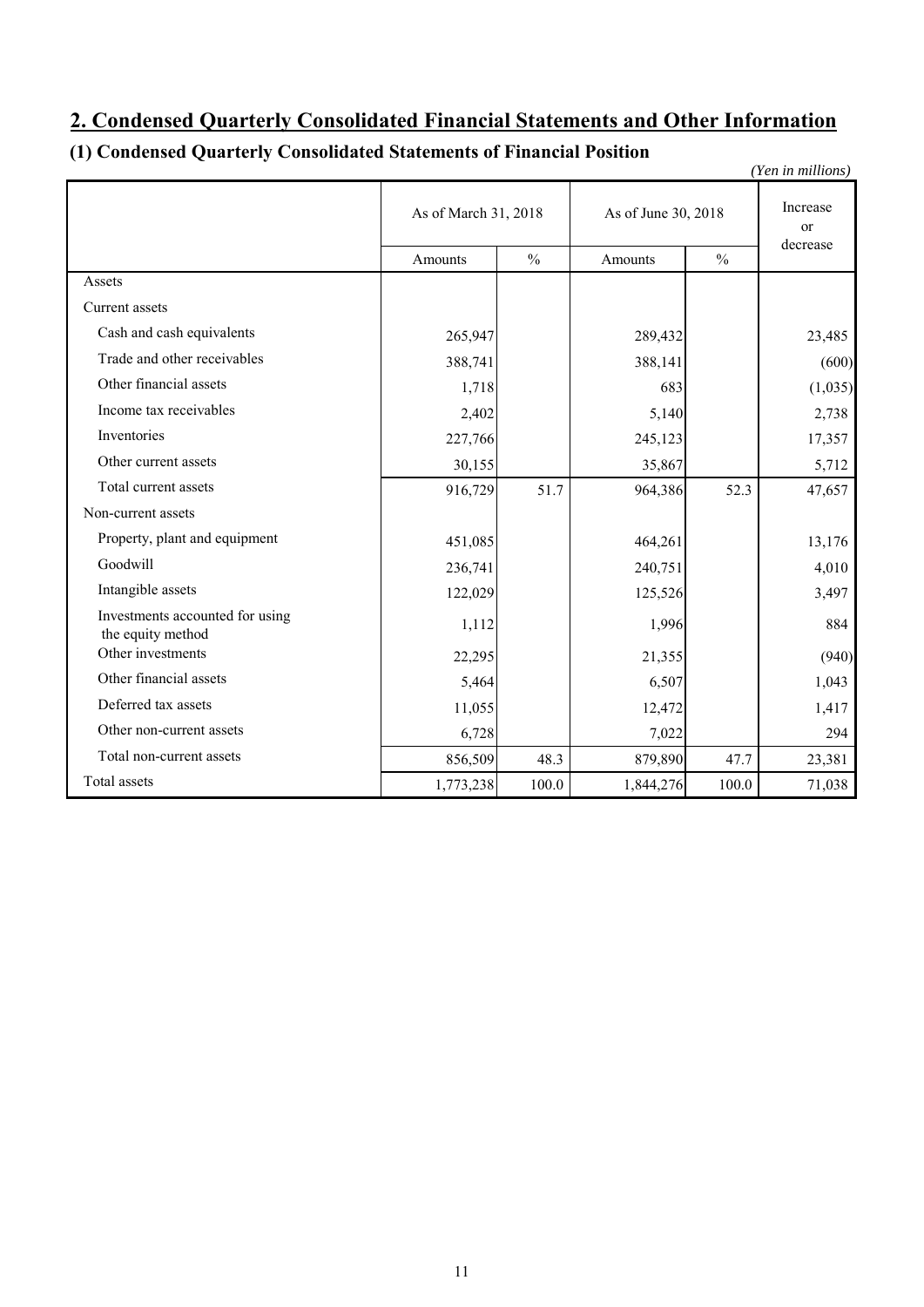## 2. Condensed Quarterly Consolidated Financial Statements and Other Information

### (1) Condensed Quarterly Consolidated Statements of Financial Position

*(Yen in millions)*

| | As of March 31, 2018 | | As of June 30, 2018 | | Increase or decrease |
|---|---|---|---|---|---|
| | Amounts | % | Amounts | % | |
| Assets | | | | | |
| Current assets | | | | | |
| Cash and cash equivalents | 265,947 | | 289,432 | | 23,485 |
| Trade and other receivables | 388,741 | | 388,141 | | (600) |
| Other financial assets | 1,718 | | 683 | | (1,035) |
| Income tax receivables | 2,402 | | 5,140 | | 2,738 |
| Inventories | 227,766 | | 245,123 | | 17,357 |
| Other current assets | 30,155 | | 35,867 | | 5,712 |
| Total current assets | 916,729 | 51.7 | 964,386 | 52.3 | 47,657 |
| Non-current assets | | | | | |
| Property, plant and equipment | 451,085 | | 464,261 | | 13,176 |
| Goodwill | 236,741 | | 240,751 | | 4,010 |
| Intangible assets | 122,029 | | 125,526 | | 3,497 |
| Investments accounted for using the equity method | 1,112 | | 1,996 | | 884 |
| Other investments | 22,295 | | 21,355 | | (940) |
| Other financial assets | 5,464 | | 6,507 | | 1,043 |
| Deferred tax assets | 11,055 | | 12,472 | | 1,417 |
| Other non-current assets | 6,728 | | 7,022 | | 294 |
| Total non-current assets | 856,509 | 48.3 | 879,890 | 47.7 | 23,381 |
| Total assets | 1,773,238 | 100.0 | 1,844,276 | 100.0 | 71,038 |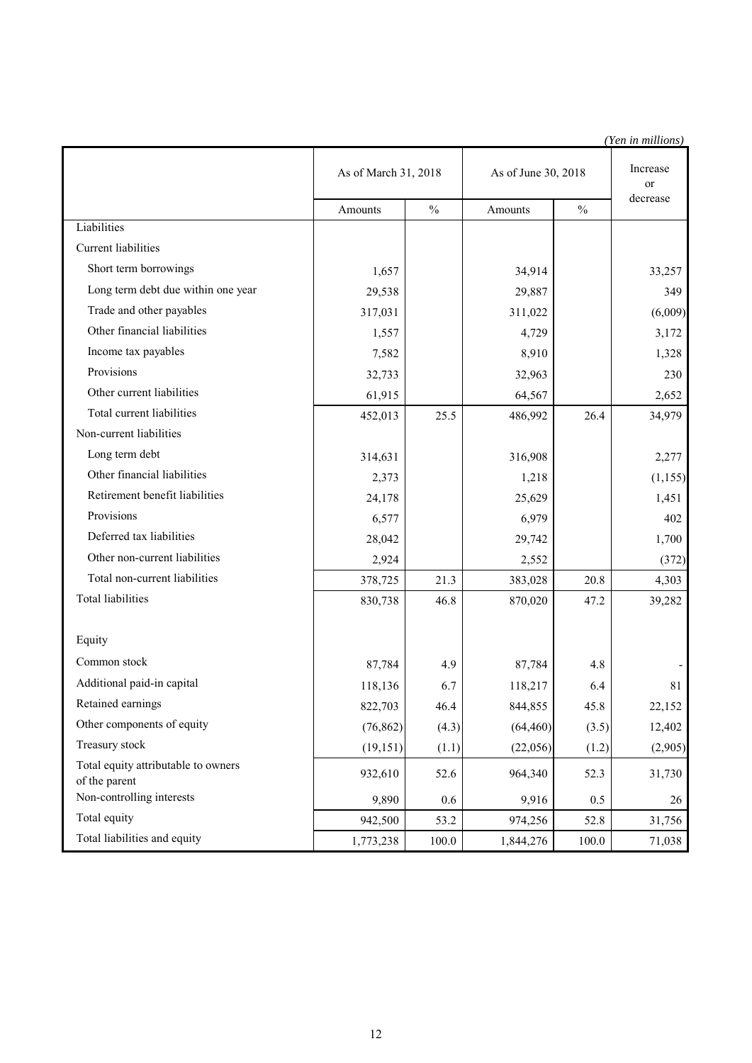*(Yen in millions)*

| | As of March 31, 2018 | | As of June 30, 2018 | | Increase or decrease |
|---|---|---|---|---|---|
| | Amounts | % | Amounts | % | |
| Liabilities | | | | | |
| Current liabilities | | | | | |
| Short term borrowings | 1,657 | | 34,914 | | 33,257 |
| Long term debt due within one year | 29,538 | | 29,887 | | 349 |
| Trade and other payables | 317,031 | | 311,022 | | (6,009) |
| Other financial liabilities | 1,557 | | 4,729 | | 3,172 |
| Income tax payables | 7,582 | | 8,910 | | 1,328 |
| Provisions | 32,733 | | 32,963 | | 230 |
| Other current liabilities | 61,915 | | 64,567 | | 2,652 |
| Total current liabilities | 452,013 | 25.5 | 486,992 | 26.4 | 34,979 |
| Non-current liabilities | | | | | |
| Long term debt | 314,631 | | 316,908 | | 2,277 |
| Other financial liabilities | 2,373 | | 1,218 | | (1,155) |
| Retirement benefit liabilities | 24,178 | | 25,629 | | 1,451 |
| Provisions | 6,577 | | 6,979 | | 402 |
| Deferred tax liabilities | 28,042 | | 29,742 | | 1,700 |
| Other non-current liabilities | 2,924 | | 2,552 | | (372) |
| Total non-current liabilities | 378,725 | 21.3 | 383,028 | 20.8 | 4,303 |
| Total liabilities | 830,738 | 46.8 | 870,020 | 47.2 | 39,282 |
| Equity | | | | | |
| Common stock | 87,784 | 4.9 | 87,784 | 4.8 | - |
| Additional paid-in capital | 118,136 | 6.7 | 118,217 | 6.4 | 81 |
| Retained earnings | 822,703 | 46.4 | 844,855 | 45.8 | 22,152 |
| Other components of equity | (76,862) | (4.3) | (64,460) | (3.5) | 12,402 |
| Treasury stock | (19,151) | (1.1) | (22,056) | (1.2) | (2,905) |
| Total equity attributable to owners of the parent | 932,610 | 52.6 | 964,340 | 52.3 | 31,730 |
| Non-controlling interests | 9,890 | 0.6 | 9,916 | 0.5 | 26 |
| Total equity | 942,500 | 53.2 | 974,256 | 52.8 | 31,756 |
| Total liabilities and equity | 1,773,238 | 100.0 | 1,844,276 | 100.0 | 71,038 |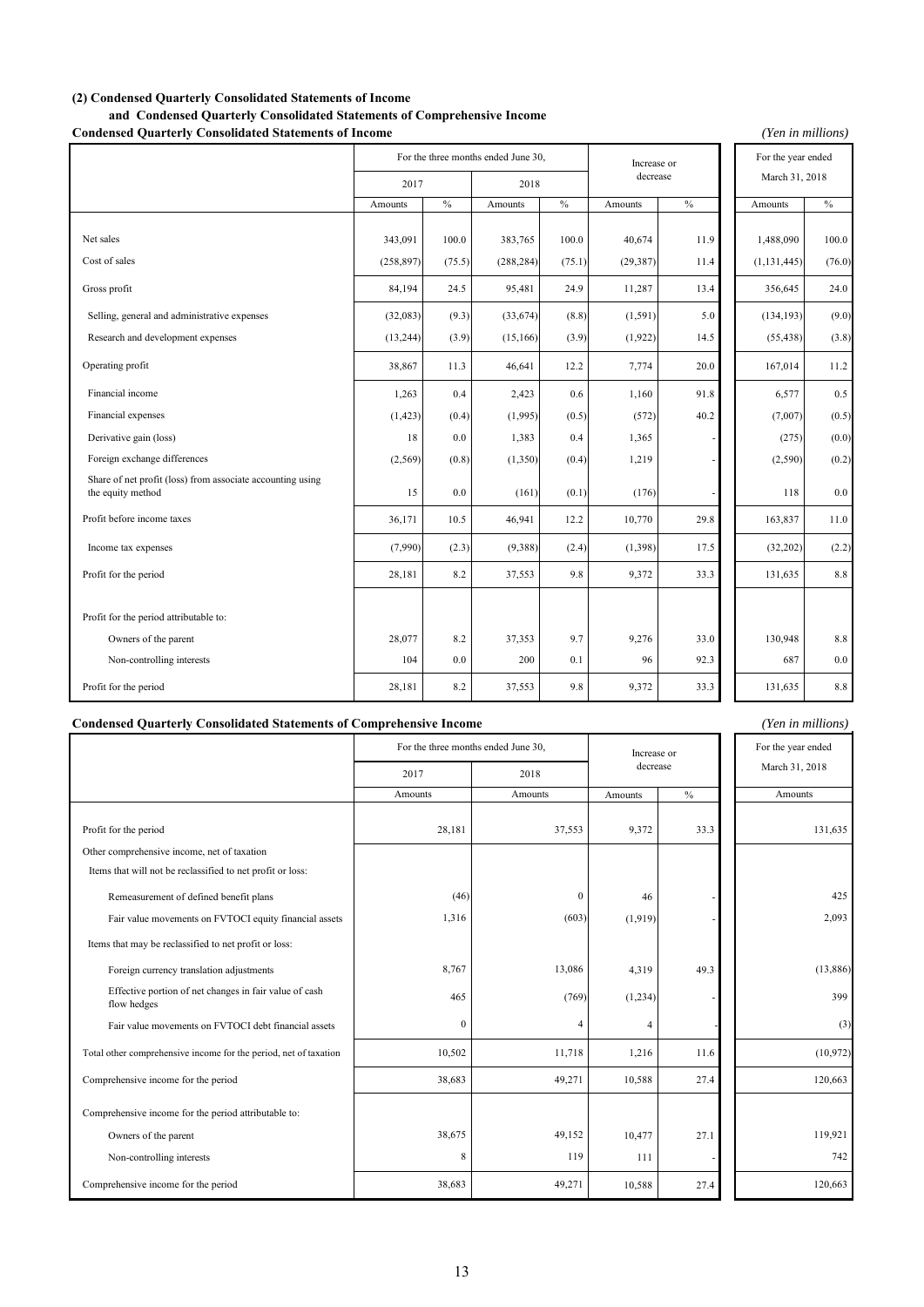### (2) Condensed Quarterly Consolidated Statements of Income and Condensed Quarterly Consolidated Statements of Comprehensive Income

**Condensed Quarterly Consolidated Statements of Income** *(Yen in millions)*

| | For the three months ended June 30, | | | | Increase or decrease | | For the year ended March 31, 2018 | |
|---|---|---|---|---|---|---|---|---|
| | 2017 | | 2018 | | | | | |
| | Amounts | % | Amounts | % | Amounts | % | Amounts | % |
| Net sales | 343,091 | 100.0 | 383,765 | 100.0 | 40,674 | 11.9 | 1,488,090 | 100.0 |
| Cost of sales | (258,897) | (75.5) | (288,284) | (75.1) | (29,387) | 11.4 | (1,131,445) | (76.0) |
| Gross profit | 84,194 | 24.5 | 95,481 | 24.9 | 11,287 | 13.4 | 356,645 | 24.0 |
| Selling, general and administrative expenses | (32,083) | (9.3) | (33,674) | (8.8) | (1,591) | 5.0 | (134,193) | (9.0) |
| Research and development expenses | (13,244) | (3.9) | (15,166) | (3.9) | (1,922) | 14.5 | (55,438) | (3.8) |
| Operating profit | 38,867 | 11.3 | 46,641 | 12.2 | 7,774 | 20.0 | 167,014 | 11.2 |
| Financial income | 1,263 | 0.4 | 2,423 | 0.6 | 1,160 | 91.8 | 6,577 | 0.5 |
| Financial expenses | (1,423) | (0.4) | (1,995) | (0.5) | (572) | 40.2 | (7,007) | (0.5) |
| Derivative gain (loss) | 18 | 0.0 | 1,383 | 0.4 | 1,365 | - | (275) | (0.0) |
| Foreign exchange differences | (2,569) | (0.8) | (1,350) | (0.4) | 1,219 | - | (2,590) | (0.2) |
| Share of net profit (loss) from associate accounting using the equity method | 15 | 0.0 | (161) | (0.1) | (176) | - | 118 | 0.0 |
| Profit before income taxes | 36,171 | 10.5 | 46,941 | 12.2 | 10,770 | 29.8 | 163,837 | 11.0 |
| Income tax expenses | (7,990) | (2.3) | (9,388) | (2.4) | (1,398) | 17.5 | (32,202) | (2.2) |
| Profit for the period | 28,181 | 8.2 | 37,553 | 9.8 | 9,372 | 33.3 | 131,635 | 8.8 |
| Profit for the period attributable to: | | | | | | | | |
| Owners of the parent | 28,077 | 8.2 | 37,353 | 9.7 | 9,276 | 33.0 | 130,948 | 8.8 |
| Non-controlling interests | 104 | 0.0 | 200 | 0.1 | 96 | 92.3 | 687 | 0.0 |
| Profit for the period | 28,181 | 8.2 | 37,553 | 9.8 | 9,372 | 33.3 | 131,635 | 8.8 |

**Condensed Quarterly Consolidated Statements of Comprehensive Income** *(Yen in millions)*

| | For the three months ended June 30, | | Increase or decrease | | For the year ended March 31, 2018 |
|---|---|---|---|---|---|
| | 2017 | 2018 | | | |
| | Amounts | Amounts | Amounts | % | Amounts |
| Profit for the period | 28,181 | 37,553 | 9,372 | 33.3 | 131,635 |
| Other comprehensive income, net of taxation | | | | | |
| Items that will not be reclassified to net profit or loss: | | | | | |
| Remeasurement of defined benefit plans | (46) | 0 | 46 | - | 425 |
| Fair value movements on FVTOCI equity financial assets | 1,316 | (603) | (1,919) | - | 2,093 |
| Items that may be reclassified to net profit or loss: | | | | | |
| Foreign currency translation adjustments | 8,767 | 13,086 | 4,319 | 49.3 | (13,886) |
| Effective portion of net changes in fair value of cash flow hedges | 465 | (769) | (1,234) | - | 399 |
| Fair value movements on FVTOCI debt financial assets | 0 | 4 | 4 | - | (3) |
| Total other comprehensive income for the period, net of taxation | 10,502 | 11,718 | 1,216 | 11.6 | (10,972) |
| Comprehensive income for the period | 38,683 | 49,271 | 10,588 | 27.4 | 120,663 |
| Comprehensive income for the period attributable to: | | | | | |
| Owners of the parent | 38,675 | 49,152 | 10,477 | 27.1 | 119,921 |
| Non-controlling interests | 8 | 119 | 111 | - | 742 |
| Comprehensive income for the period | 38,683 | 49,271 | 10,588 | 27.4 | 120,663 |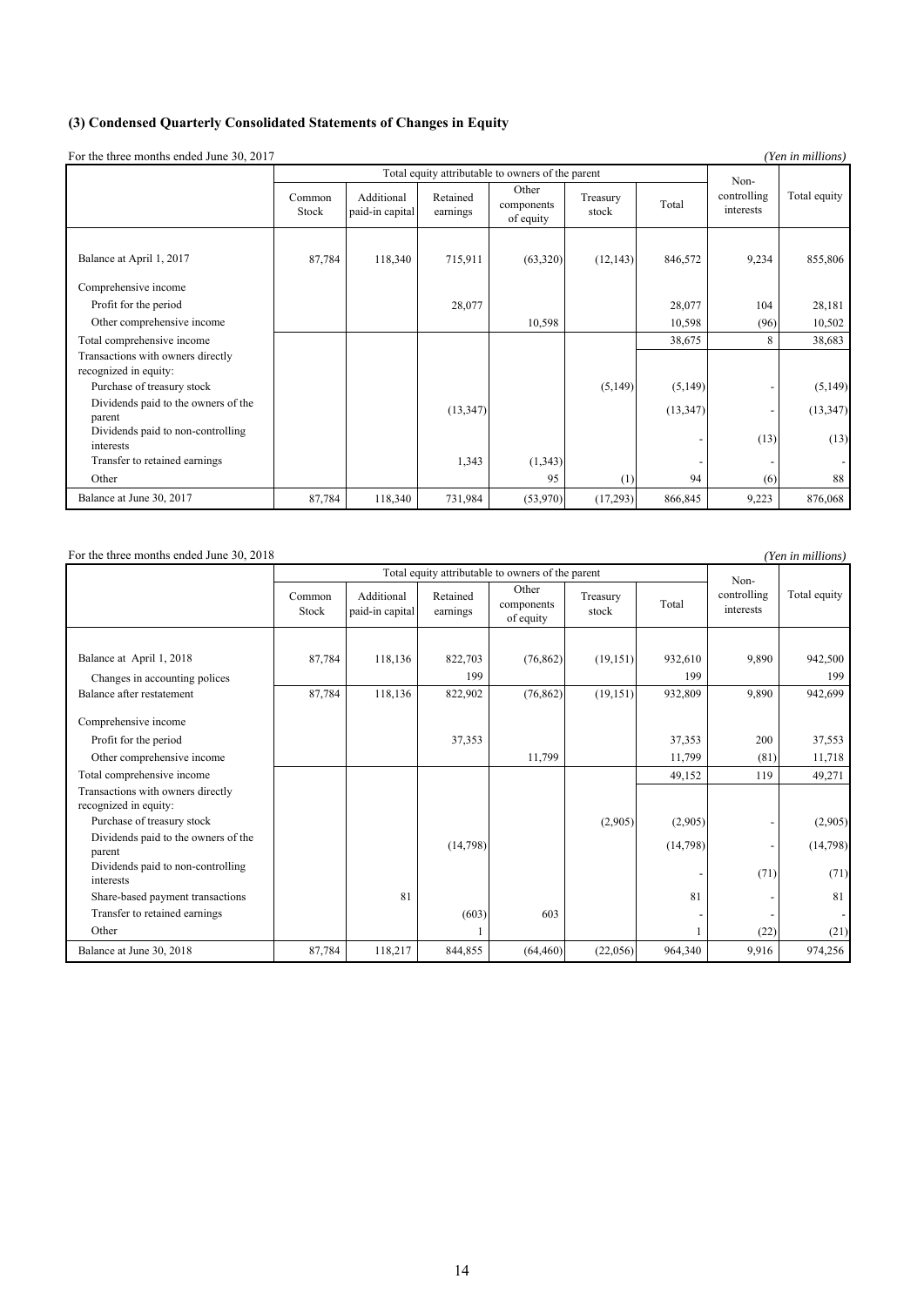### (3) Condensed Quarterly Consolidated Statements of Changes in Equity

For the three months ended June 30, 2017 *(Yen in millions)*

| | Total equity attributable to owners of the parent | | | | | | Non-controlling interests | Total equity |
|---|---|---|---|---|---|---|---|---|
| | Common Stock | Additional paid-in capital | Retained earnings | Other components of equity | Treasury stock | Total | | |
| Balance at April 1, 2017 | 87,784 | 118,340 | 715,911 | (63,320) | (12,143) | 846,572 | 9,234 | 855,806 |
| Comprehensive income | | | | | | | | |
| Profit for the period | | | 28,077 | | | 28,077 | 104 | 28,181 |
| Other comprehensive income | | | | 10,598 | | 10,598 | (96) | 10,502 |
| Total comprehensive income | | | | | | 38,675 | 8 | 38,683 |
| Transactions with owners directly recognized in equity: | | | | | | | | |
| Purchase of treasury stock | | | | | (5,149) | (5,149) | - | (5,149) |
| Dividends paid to the owners of the parent | | | (13,347) | | | (13,347) | - | (13,347) |
| Dividends paid to non-controlling interests | | | | | | - | (13) | (13) |
| Transfer to retained earnings | | | 1,343 | (1,343) | | - | - | - |
| Other | | | | 95 | (1) | 94 | (6) | 88 |
| Balance at June 30, 2017 | 87,784 | 118,340 | 731,984 | (53,970) | (17,293) | 866,845 | 9,223 | 876,068 |

For the three months ended June 30, 2018 *(Yen in millions)*

| | Total equity attributable to owners of the parent | | | | | | Non-controlling interests | Total equity |
|---|---|---|---|---|---|---|---|---|
| | Common Stock | Additional paid-in capital | Retained earnings | Other components of equity | Treasury stock | Total | | |
| Balance at April 1, 2018 | 87,784 | 118,136 | 822,703 | (76,862) | (19,151) | 932,610 | 9,890 | 942,500 |
| Changes in accounting polices | | | 199 | | | 199 | | 199 |
| Balance after restatement | 87,784 | 118,136 | 822,902 | (76,862) | (19,151) | 932,809 | 9,890 | 942,699 |
| Comprehensive income | | | | | | | | |
| Profit for the period | | | 37,353 | | | 37,353 | 200 | 37,553 |
| Other comprehensive income | | | | 11,799 | | 11,799 | (81) | 11,718 |
| Total comprehensive income | | | | | | 49,152 | 119 | 49,271 |
| Transactions with owners directly recognized in equity: | | | | | | | | |
| Purchase of treasury stock | | | | | (2,905) | (2,905) | - | (2,905) |
| Dividends paid to the owners of the parent | | | (14,798) | | | (14,798) | - | (14,798) |
| Dividends paid to non-controlling interests | | | | | | - | (71) | (71) |
| Share-based payment transactions | | 81 | | | | 81 | - | 81 |
| Transfer to retained earnings | | | (603) | 603 | | - | - | - |
| Other | | | 1 | | | 1 | (22) | (21) |
| Balance at June 30, 2018 | 87,784 | 118,217 | 844,855 | (64,460) | (22,056) | 964,340 | 9,916 | 974,256 |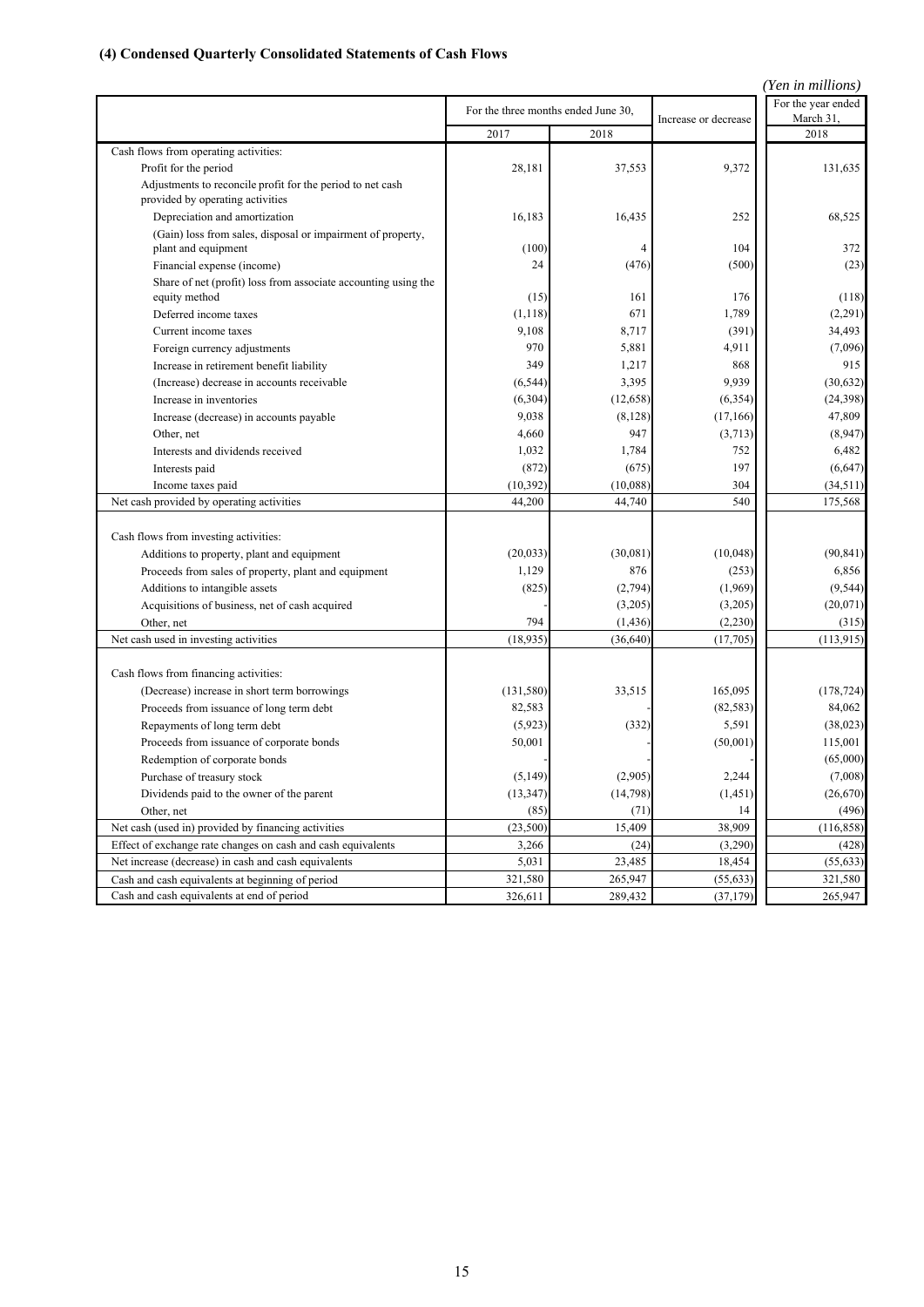### (4) Condensed Quarterly Consolidated Statements of Cash Flows

*(Yen in millions)*

| | For the three months ended June 30, | | Increase or decrease | For the year ended March 31, |
|---|---|---|---|---|
| | 2017 | 2018 | | 2018 |
| Cash flows from operating activities: | | | | |
| Profit for the period | 28,181 | 37,553 | 9,372 | 131,635 |
| Adjustments to reconcile profit for the period to net cash provided by operating activities | | | | |
| Depreciation and amortization | 16,183 | 16,435 | 252 | 68,525 |
| (Gain) loss from sales, disposal or impairment of property, plant and equipment | (100) | 4 | 104 | 372 |
| Financial expense (income) | 24 | (476) | (500) | (23) |
| Share of net (profit) loss from associate accounting using the equity method | (15) | 161 | 176 | (118) |
| Deferred income taxes | (1,118) | 671 | 1,789 | (2,291) |
| Current income taxes | 9,108 | 8,717 | (391) | 34,493 |
| Foreign currency adjustments | 970 | 5,881 | 4,911 | (7,096) |
| Increase in retirement benefit liability | 349 | 1,217 | 868 | 915 |
| (Increase) decrease in accounts receivable | (6,544) | 3,395 | 9,939 | (30,632) |
| Increase in inventories | (6,304) | (12,658) | (6,354) | (24,398) |
| Increase (decrease) in accounts payable | 9,038 | (8,128) | (17,166) | 47,809 |
| Other, net | 4,660 | 947 | (3,713) | (8,947) |
| Interests and dividends received | 1,032 | 1,784 | 752 | 6,482 |
| Interests paid | (872) | (675) | 197 | (6,647) |
| Income taxes paid | (10,392) | (10,088) | 304 | (34,511) |
| Net cash provided by operating activities | 44,200 | 44,740 | 540 | 175,568 |
| Cash flows from investing activities: | | | | |
| Additions to property, plant and equipment | (20,033) | (30,081) | (10,048) | (90,841) |
| Proceeds from sales of property, plant and equipment | 1,129 | 876 | (253) | 6,856 |
| Additions to intangible assets | (825) | (2,794) | (1,969) | (9,544) |
| Acquisitions of business, net of cash acquired | - | (3,205) | (3,205) | (20,071) |
| Other, net | 794 | (1,436) | (2,230) | (315) |
| Net cash used in investing activities | (18,935) | (36,640) | (17,705) | (113,915) |
| Cash flows from financing activities: | | | | |
| (Decrease) increase in short term borrowings | (131,580) | 33,515 | 165,095 | (178,724) |
| Proceeds from issuance of long term debt | 82,583 | - | (82,583) | 84,062 |
| Repayments of long term debt | (5,923) | (332) | 5,591 | (38,023) |
| Proceeds from issuance of corporate bonds | 50,001 | - | (50,001) | 115,001 |
| Redemption of corporate bonds | - | - | - | (65,000) |
| Purchase of treasury stock | (5,149) | (2,905) | 2,244 | (7,008) |
| Dividends paid to the owner of the parent | (13,347) | (14,798) | (1,451) | (26,670) |
| Other, net | (85) | (71) | 14 | (496) |
| Net cash (used in) provided by financing activities | (23,500) | 15,409 | 38,909 | (116,858) |
| Effect of exchange rate changes on cash and cash equivalents | 3,266 | (24) | (3,290) | (428) |
| Net increase (decrease) in cash and cash equivalents | 5,031 | 23,485 | 18,454 | (55,633) |
| Cash and cash equivalents at beginning of period | 321,580 | 265,947 | (55,633) | 321,580 |
| Cash and cash equivalents at end of period | 326,611 | 289,432 | (37,179) | 265,947 |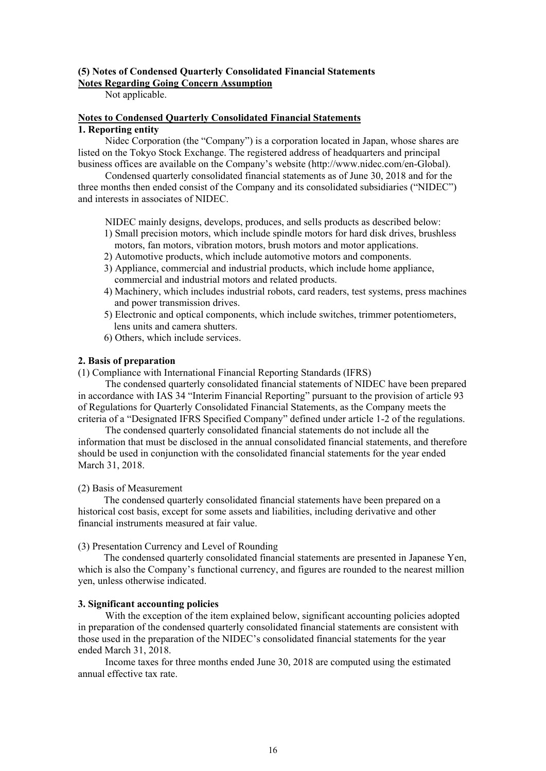**(5) Notes of Condensed Quarterly Consolidated Financial Statements**

**Notes Regarding Going Concern Assumption**

Not applicable.

**Notes to Condensed Quarterly Consolidated Financial Statements**

**1. Reporting entity**

Nidec Corporation (the "Company") is a corporation located in Japan, whose shares are listed on the Tokyo Stock Exchange. The registered address of headquarters and principal business offices are available on the Company's website (http://www.nidec.com/en-Global).

Condensed quarterly consolidated financial statements as of June 30, 2018 and for the three months then ended consist of the Company and its consolidated subsidiaries ("NIDEC") and interests in associates of NIDEC.

NIDEC mainly designs, develops, produces, and sells products as described below:

1) Small precision motors, which include spindle motors for hard disk drives, brushless motors, fan motors, vibration motors, brush motors and motor applications.
2) Automotive products, which include automotive motors and components.
3) Appliance, commercial and industrial products, which include home appliance, commercial and industrial motors and related products.
4) Machinery, which includes industrial robots, card readers, test systems, press machines and power transmission drives.
5) Electronic and optical components, which include switches, trimmer potentiometers, lens units and camera shutters.
6) Others, which include services.

**2. Basis of preparation**

(1) Compliance with International Financial Reporting Standards (IFRS)

The condensed quarterly consolidated financial statements of NIDEC have been prepared in accordance with IAS 34 "Interim Financial Reporting" pursuant to the provision of article 93 of Regulations for Quarterly Consolidated Financial Statements, as the Company meets the criteria of a "Designated IFRS Specified Company" defined under article 1-2 of the regulations.

The condensed quarterly consolidated financial statements do not include all the information that must be disclosed in the annual consolidated financial statements, and therefore should be used in conjunction with the consolidated financial statements for the year ended March 31, 2018.

(2) Basis of Measurement

The condensed quarterly consolidated financial statements have been prepared on a historical cost basis, except for some assets and liabilities, including derivative and other financial instruments measured at fair value.

(3) Presentation Currency and Level of Rounding

The condensed quarterly consolidated financial statements are presented in Japanese Yen, which is also the Company's functional currency, and figures are rounded to the nearest million yen, unless otherwise indicated.

**3. Significant accounting policies**

With the exception of the item explained below, significant accounting policies adopted in preparation of the condensed quarterly consolidated financial statements are consistent with those used in the preparation of the NIDEC's consolidated financial statements for the year ended March 31, 2018.

Income taxes for three months ended June 30, 2018 are computed using the estimated annual effective tax rate.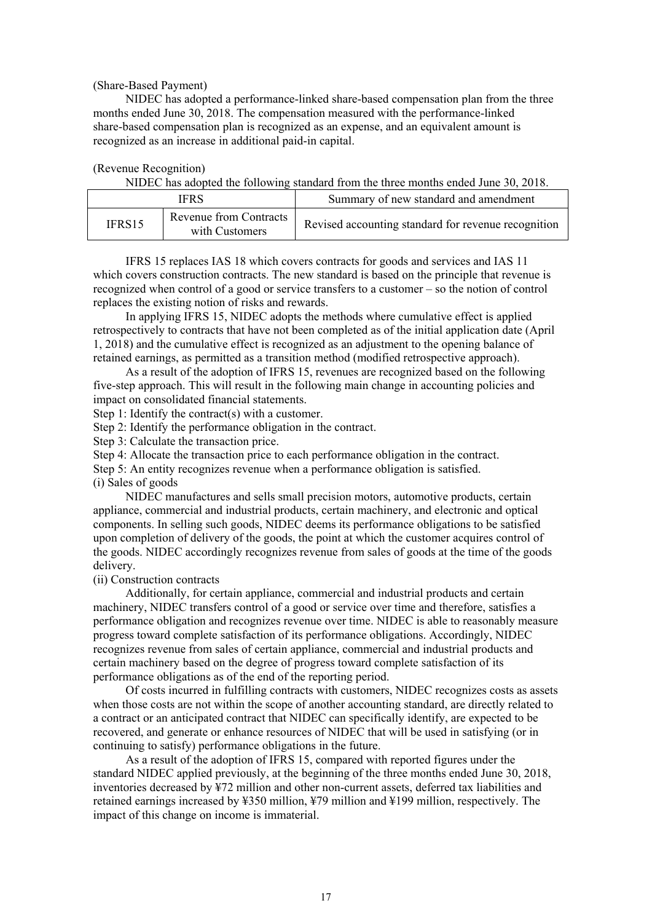(Share-Based Payment)

NIDEC has adopted a performance-linked share-based compensation plan from the three months ended June 30, 2018. The compensation measured with the performance-linked share-based compensation plan is recognized as an expense, and an equivalent amount is recognized as an increase in additional paid-in capital.

(Revenue Recognition)

NIDEC has adopted the following standard from the three months ended June 30, 2018.

| IFRS | | Summary of new standard and amendment |
|---|---|---|
| IFRS15 | Revenue from Contracts with Customers | Revised accounting standard for revenue recognition |

IFRS 15 replaces IAS 18 which covers contracts for goods and services and IAS 11 which covers construction contracts. The new standard is based on the principle that revenue is recognized when control of a good or service transfers to a customer – so the notion of control replaces the existing notion of risks and rewards.

In applying IFRS 15, NIDEC adopts the methods where cumulative effect is applied retrospectively to contracts that have not been completed as of the initial application date (April 1, 2018) and the cumulative effect is recognized as an adjustment to the opening balance of retained earnings, as permitted as a transition method (modified retrospective approach).

As a result of the adoption of IFRS 15, revenues are recognized based on the following five-step approach. This will result in the following main change in accounting policies and impact on consolidated financial statements.

Step 1: Identify the contract(s) with a customer.
Step 2: Identify the performance obligation in the contract.
Step 3: Calculate the transaction price.
Step 4: Allocate the transaction price to each performance obligation in the contract.
Step 5: An entity recognizes revenue when a performance obligation is satisfied.

(i) Sales of goods

NIDEC manufactures and sells small precision motors, automotive products, certain appliance, commercial and industrial products, certain machinery, and electronic and optical components. In selling such goods, NIDEC deems its performance obligations to be satisfied upon completion of delivery of the goods, the point at which the customer acquires control of the goods. NIDEC accordingly recognizes revenue from sales of goods at the time of the goods delivery.

(ii) Construction contracts

Additionally, for certain appliance, commercial and industrial products and certain machinery, NIDEC transfers control of a good or service over time and therefore, satisfies a performance obligation and recognizes revenue over time. NIDEC is able to reasonably measure progress toward complete satisfaction of its performance obligations. Accordingly, NIDEC recognizes revenue from sales of certain appliance, commercial and industrial products and certain machinery based on the degree of progress toward complete satisfaction of its performance obligations as of the end of the reporting period.

Of costs incurred in fulfilling contracts with customers, NIDEC recognizes costs as assets when those costs are not within the scope of another accounting standard, are directly related to a contract or an anticipated contract that NIDEC can specifically identify, are expected to be recovered, and generate or enhance resources of NIDEC that will be used in satisfying (or in continuing to satisfy) performance obligations in the future.

As a result of the adoption of IFRS 15, compared with reported figures under the standard NIDEC applied previously, at the beginning of the three months ended June 30, 2018, inventories decreased by ¥72 million and other non-current assets, deferred tax liabilities and retained earnings increased by ¥350 million, ¥79 million and ¥199 million, respectively. The impact of this change on income is immaterial.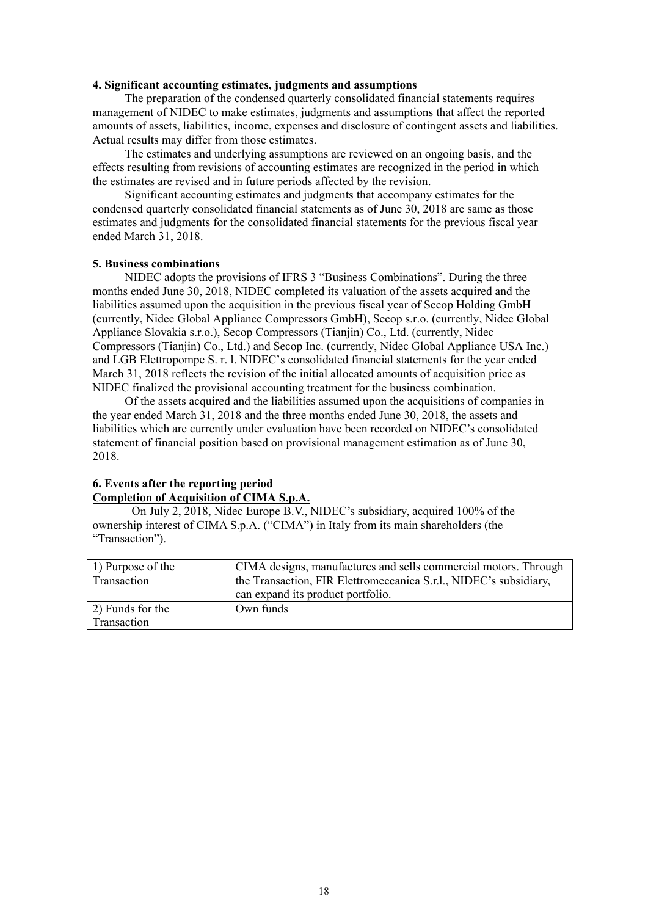### 4. Significant accounting estimates, judgments and assumptions

The preparation of the condensed quarterly consolidated financial statements requires management of NIDEC to make estimates, judgments and assumptions that affect the reported amounts of assets, liabilities, income, expenses and disclosure of contingent assets and liabilities. Actual results may differ from those estimates.

The estimates and underlying assumptions are reviewed on an ongoing basis, and the effects resulting from revisions of accounting estimates are recognized in the period in which the estimates are revised and in future periods affected by the revision.

Significant accounting estimates and judgments that accompany estimates for the condensed quarterly consolidated financial statements as of June 30, 2018 are same as those estimates and judgments for the consolidated financial statements for the previous fiscal year ended March 31, 2018.

### 5. Business combinations

NIDEC adopts the provisions of IFRS 3 "Business Combinations". During the three months ended June 30, 2018, NIDEC completed its valuation of the assets acquired and the liabilities assumed upon the acquisition in the previous fiscal year of Secop Holding GmbH (currently, Nidec Global Appliance Compressors GmbH), Secop s.r.o. (currently, Nidec Global Appliance Slovakia s.r.o.), Secop Compressors (Tianjin) Co., Ltd. (currently, Nidec Compressors (Tianjin) Co., Ltd.) and Secop Inc. (currently, Nidec Global Appliance USA Inc.) and LGB Elettropompe S. r. l. NIDEC's consolidated financial statements for the year ended March 31, 2018 reflects the revision of the initial allocated amounts of acquisition price as NIDEC finalized the provisional accounting treatment for the business combination.

Of the assets acquired and the liabilities assumed upon the acquisitions of companies in the year ended March 31, 2018 and the three months ended June 30, 2018, the assets and liabilities which are currently under evaluation have been recorded on NIDEC's consolidated statement of financial position based on provisional management estimation as of June 30, 2018.

### 6. Events after the reporting period

**Completion of Acquisition of CIMA S.p.A.**

On July 2, 2018, Nidec Europe B.V., NIDEC's subsidiary, acquired 100% of the ownership interest of CIMA S.p.A. ("CIMA") in Italy from its main shareholders (the "Transaction").

| | |
|---|---|
| 1) Purpose of the Transaction | CIMA designs, manufactures and sells commercial motors. Through the Transaction, FIR Elettromeccanica S.r.l., NIDEC's subsidiary, can expand its product portfolio. |
| 2) Funds for the Transaction | Own funds |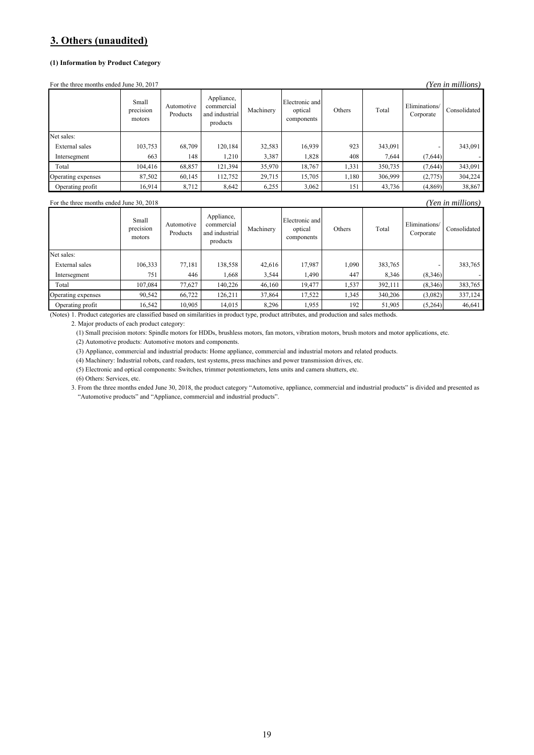## 3. Others (unaudited)

#### (1) Information by Product Category

For the three months ended June 30, 2017 *(Yen in millions)*

| | Small precision motors | Automotive Products | Appliance, commercial and industrial products | Machinery | Electronic and optical components | Others | Total | Eliminations/ Corporate | Consolidated |
|---|---|---|---|---|---|---|---|---|---|
| Net sales: | | | | | | | | | |
| External sales | 103,753 | 68,709 | 120,184 | 32,583 | 16,939 | 923 | 343,091 | - | 343,091 |
| Intersegment | 663 | 148 | 1,210 | 3,387 | 1,828 | 408 | 7,644 | (7,644) | - |
| Total | 104,416 | 68,857 | 121,394 | 35,970 | 18,767 | 1,331 | 350,735 | (7,644) | 343,091 |
| Operating expenses | 87,502 | 60,145 | 112,752 | 29,715 | 15,705 | 1,180 | 306,999 | (2,775) | 304,224 |
| Operating profit | 16,914 | 8,712 | 8,642 | 6,255 | 3,062 | 151 | 43,736 | (4,869) | 38,867 |

For the three months ended June 30, 2018 *(Yen in millions)*

| | Small precision motors | Automotive Products | Appliance, commercial and industrial products | Machinery | Electronic and optical components | Others | Total | Eliminations/ Corporate | Consolidated |
|---|---|---|---|---|---|---|---|---|---|
| Net sales: | | | | | | | | | |
| External sales | 106,333 | 77,181 | 138,558 | 42,616 | 17,987 | 1,090 | 383,765 | - | 383,765 |
| Intersegment | 751 | 446 | 1,668 | 3,544 | 1,490 | 447 | 8,346 | (8,346) | - |
| Total | 107,084 | 77,627 | 140,226 | 46,160 | 19,477 | 1,537 | 392,111 | (8,346) | 383,765 |
| Operating expenses | 90,542 | 66,722 | 126,211 | 37,864 | 17,522 | 1,345 | 340,206 | (3,082) | 337,124 |
| Operating profit | 16,542 | 10,905 | 14,015 | 8,296 | 1,955 | 192 | 51,905 | (5,264) | 46,641 |

(Notes) 1. Product categories are classified based on similarities in product type, product attributes, and production and sales methods.

2. Major products of each product category:

(1) Small precision motors: Spindle motors for HDDs, brushless motors, fan motors, vibration motors, brush motors and motor applications, etc.

(2) Automotive products: Automotive motors and components.

(3) Appliance, commercial and industrial products: Home appliance, commercial and industrial motors and related products.

(4) Machinery: Industrial robots, card readers, test systems, press machines and power transmission drives, etc.

(5) Electronic and optical components: Switches, trimmer potentiometers, lens units and camera shutters, etc.

(6) Others: Services, etc.

3. From the three months ended June 30, 2018, the product category "Automotive, appliance, commercial and industrial products" is divided and presented as "Automotive products" and "Appliance, commercial and industrial products".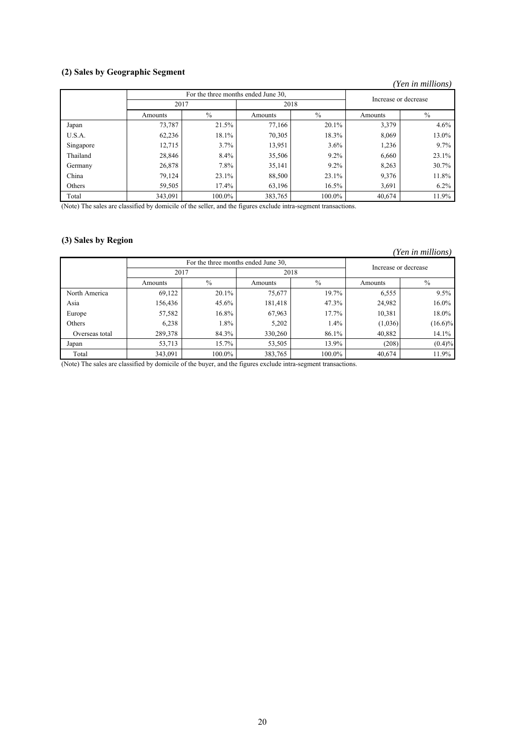### (2) Sales by Geographic Segment

*(Yen in millions)*

| | For the three months ended June 30, | | | | Increase or decrease | |
|---|---|---|---|---|---|---|
| | 2017 | | 2018 | | | |
| | Amounts | % | Amounts | % | Amounts | % |
| Japan | 73,787 | 21.5% | 77,166 | 20.1% | 3,379 | 4.6% |
| U.S.A. | 62,236 | 18.1% | 70,305 | 18.3% | 8,069 | 13.0% |
| Singapore | 12,715 | 3.7% | 13,951 | 3.6% | 1,236 | 9.7% |
| Thailand | 28,846 | 8.4% | 35,506 | 9.2% | 6,660 | 23.1% |
| Germany | 26,878 | 7.8% | 35,141 | 9.2% | 8,263 | 30.7% |
| China | 79,124 | 23.1% | 88,500 | 23.1% | 9,376 | 11.8% |
| Others | 59,505 | 17.4% | 63,196 | 16.5% | 3,691 | 6.2% |
| Total | 343,091 | 100.0% | 383,765 | 100.0% | 40,674 | 11.9% |

(Note) The sales are classified by domicile of the seller, and the figures exclude intra-segment transactions.

### (3) Sales by Region

*(Yen in millions)*

| | For the three months ended June 30, | | | | Increase or decrease | |
|---|---|---|---|---|---|---|
| | 2017 | | 2018 | | | |
| | Amounts | % | Amounts | % | Amounts | % |
| North America | 69,122 | 20.1% | 75,677 | 19.7% | 6,555 | 9.5% |
| Asia | 156,436 | 45.6% | 181,418 | 47.3% | 24,982 | 16.0% |
| Europe | 57,582 | 16.8% | 67,963 | 17.7% | 10,381 | 18.0% |
| Others | 6,238 | 1.8% | 5,202 | 1.4% | (1,036) | (16.6)% |
| Overseas total | 289,378 | 84.3% | 330,260 | 86.1% | 40,882 | 14.1% |
| Japan | 53,713 | 15.7% | 53,505 | 13.9% | (208) | (0.4)% |
| Total | 343,091 | 100.0% | 383,765 | 100.0% | 40,674 | 11.9% |

(Note) The sales are classified by domicile of the buyer, and the figures exclude intra-segment transactions.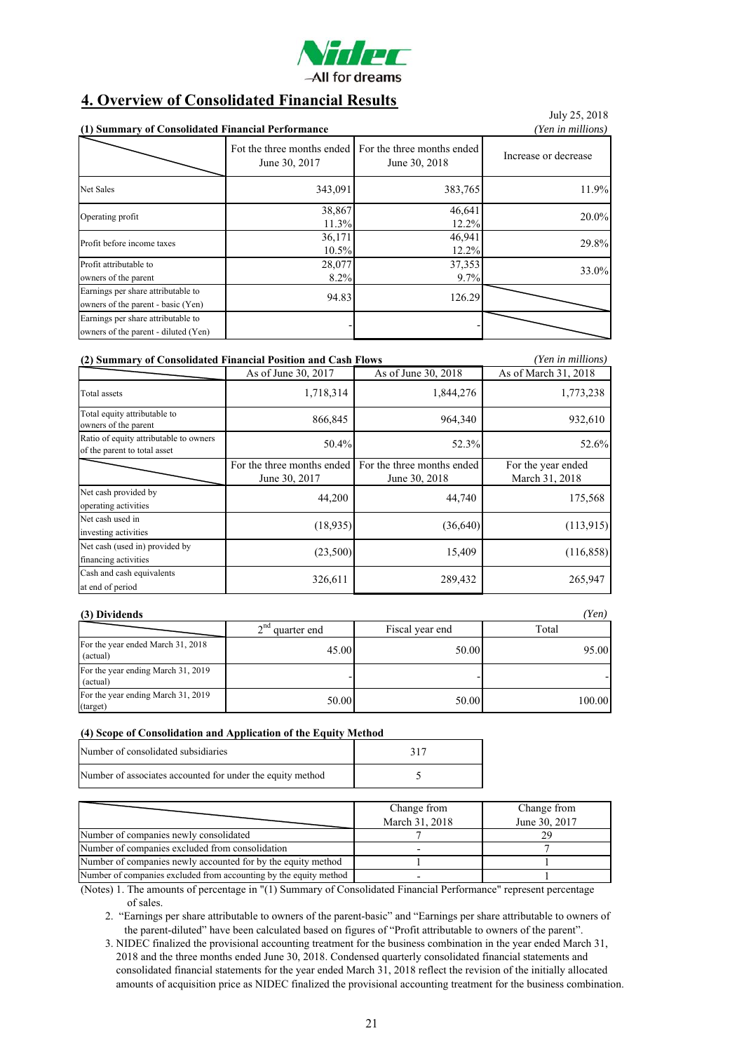Nidec
—All for dreams

## 4. Overview of Consolidated Financial Results

July 25, 2018

### (1) Summary of Consolidated Financial Performance

*(Yen in millions)*

| | Fot the three months ended June 30, 2017 | For the three months ended June 30, 2018 | Increase or decrease |
|---|---|---|---|
| Net Sales | 343,091 | 383,765 | 11.9% |
| Operating profit | 38,867<br>11.3% | 46,641<br>12.2% | 20.0% |
| Profit before income taxes | 36,171<br>10.5% | 46,941<br>12.2% | 29.8% |
| Profit attributable to owners of the parent | 28,077<br>8.2% | 37,353<br>9.7% | 33.0% |
| Earnings per share attributable to owners of the parent - basic (Yen) | 94.83 | 126.29 | |
| Earnings per share attributable to owners of the parent - diluted (Yen) | - | - | |

### (2) Summary of Consolidated Financial Position and Cash Flows

*(Yen in millions)*

| | As of June 30, 2017 | As of June 30, 2018 | As of March 31, 2018 |
|---|---|---|---|
| Total assets | 1,718,314 | 1,844,276 | 1,773,238 |
| Total equity attributable to owners of the parent | 866,845 | 964,340 | 932,610 |
| Ratio of equity attributable to owners of the parent to total asset | 50.4% | 52.3% | 52.6% |
| | For the three months ended June 30, 2017 | For the three months ended June 30, 2018 | For the year ended March 31, 2018 |
| Net cash provided by operating activities | 44,200 | 44,740 | 175,568 |
| Net cash used in investing activities | (18,935) | (36,640) | (113,915) |
| Net cash (used in) provided by financing activities | (23,500) | 15,409 | (116,858) |
| Cash and cash equivalents at end of period | 326,611 | 289,432 | 265,947 |

### (3) Dividends

*(Yen)*

| | 2nd quarter end | Fiscal year end | Total |
|---|---|---|---|
| For the year ended March 31, 2018 (actual) | 45.00 | 50.00 | 95.00 |
| For the year ending March 31, 2019 (actual) | - | - | - |
| For the year ending March 31, 2019 (target) | 50.00 | 50.00 | 100.00 |

### (4) Scope of Consolidation and Application of the Equity Method

| | |
|---|---|
| Number of consolidated subsidiaries | 317 |
| Number of associates accounted for under the equity method | 5 |

| | Change from March 31, 2018 | Change from June 30, 2017 |
|---|---|---|
| Number of companies newly consolidated | 7 | 29 |
| Number of companies excluded from consolidation | - | 7 |
| Number of companies newly accounted for by the equity method | 1 | 1 |
| Number of companies excluded from accounting by the equity method | - | 1 |

(Notes) 1. The amounts of percentage in "(1) Summary of Consolidated Financial Performance" represent percentage of sales.

2. "Earnings per share attributable to owners of the parent-basic" and "Earnings per share attributable to owners of the parent-diluted" have been calculated based on figures of "Profit attributable to owners of the parent".

3. NIDEC finalized the provisional accounting treatment for the business combination in the year ended March 31, 2018 and the three months ended June 30, 2018. Condensed quarterly consolidated financial statements and consolidated financial statements for the year ended March 31, 2018 reflect the revision of the initially allocated amounts of acquisition price as NIDEC finalized the provisional accounting treatment for the business combination.